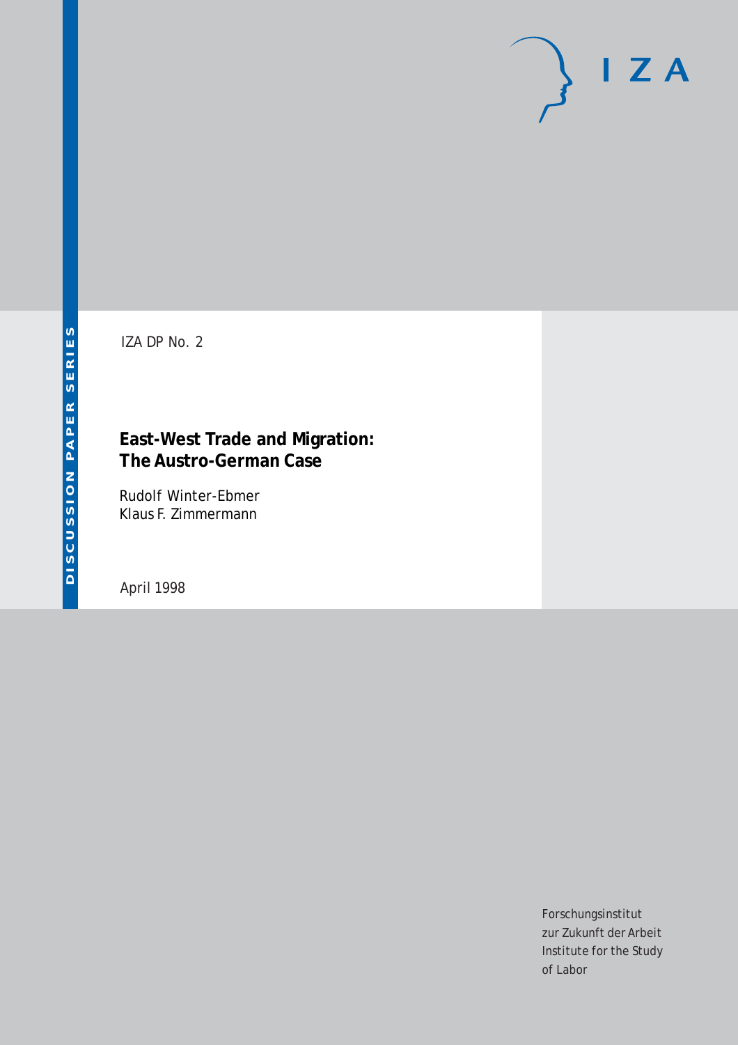DISCUSSION PAPER SERIES

IZA DP No. 2

# East-West Trade and Migration: The Austro-German Case

Rudolf Winter-Ebmer
Klaus F. Zimmermann

April 1998

Forschungsinstitut
zur Zukunft der Arbeit
Institute for the Study
of Labor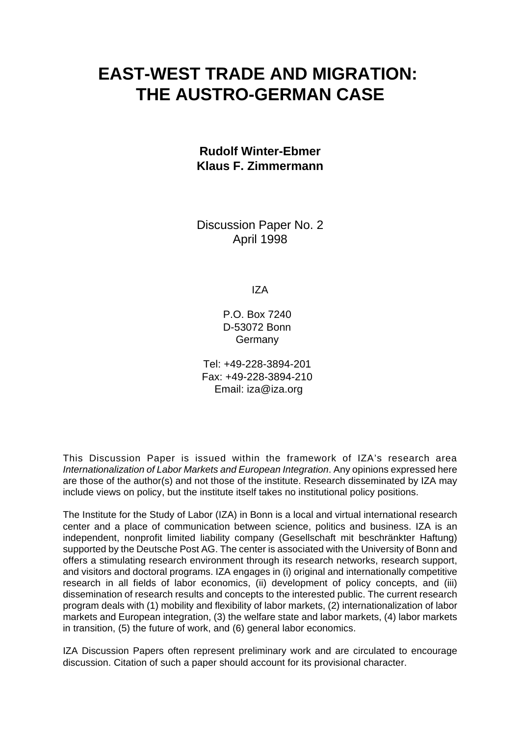# EAST-WEST TRADE AND MIGRATION: THE AUSTRO-GERMAN CASE

**Rudolf Winter-Ebmer**
**Klaus F. Zimmermann**

Discussion Paper No. 2
April 1998

IZA

P.O. Box 7240
D-53072 Bonn
Germany

Tel: +49-228-3894-201
Fax: +49-228-3894-210
Email: iza@iza.org

This Discussion Paper is issued within the framework of IZA's research area *Internationalization of Labor Markets and European Integration*. Any opinions expressed here are those of the author(s) and not those of the institute. Research disseminated by IZA may include views on policy, but the institute itself takes no institutional policy positions.

The Institute for the Study of Labor (IZA) in Bonn is a local and virtual international research center and a place of communication between science, politics and business. IZA is an independent, nonprofit limited liability company (Gesellschaft mit beschränkter Haftung) supported by the Deutsche Post AG. The center is associated with the University of Bonn and offers a stimulating research environment through its research networks, research support, and visitors and doctoral programs. IZA engages in (i) original and internationally competitive research in all fields of labor economics, (ii) development of policy concepts, and (iii) dissemination of research results and concepts to the interested public. The current research program deals with (1) mobility and flexibility of labor markets, (2) internationalization of labor markets and European integration, (3) the welfare state and labor markets, (4) labor markets in transition, (5) the future of work, and (6) general labor economics.

IZA Discussion Papers often represent preliminary work and are circulated to encourage discussion. Citation of such a paper should account for its provisional character.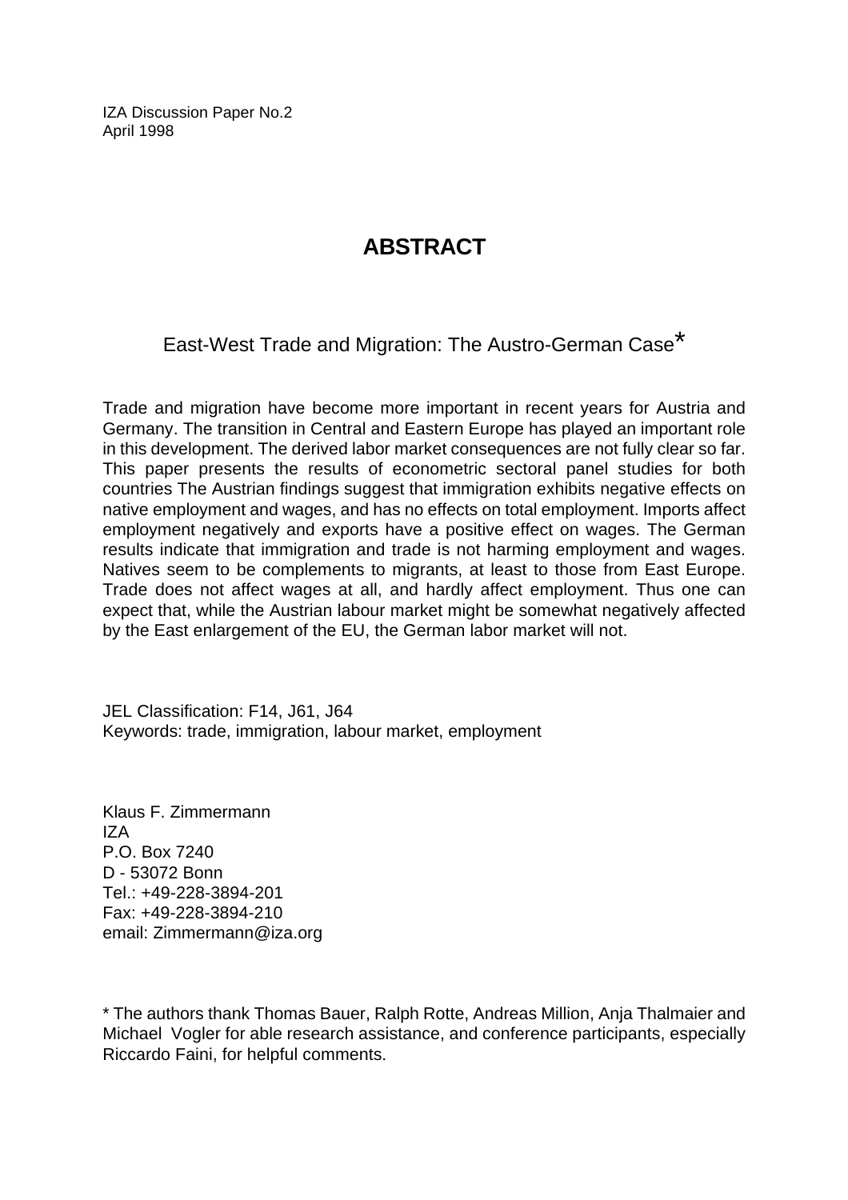IZA Discussion Paper No.2
April 1998

# ABSTRACT

## East-West Trade and Migration: The Austro-German Case*

Trade and migration have become more important in recent years for Austria and Germany. The transition in Central and Eastern Europe has played an important role in this development. The derived labor market consequences are not fully clear so far. This paper presents the results of econometric sectoral panel studies for both countries The Austrian findings suggest that immigration exhibits negative effects on native employment and wages, and has no effects on total employment. Imports affect employment negatively and exports have a positive effect on wages. The German results indicate that immigration and trade is not harming employment and wages. Natives seem to be complements to migrants, at least to those from East Europe. Trade does not affect wages at all, and hardly affect employment. Thus one can expect that, while the Austrian labour market might be somewhat negatively affected by the East enlargement of the EU, the German labor market will not.

JEL Classification: F14, J61, J64
Keywords: trade, immigration, labour market, employment

Klaus F. Zimmermann
IZA
P.O. Box 7240
D - 53072 Bonn
Tel.: +49-228-3894-201
Fax: +49-228-3894-210
email: Zimmermann@iza.org

* The authors thank Thomas Bauer, Ralph Rotte, Andreas Million, Anja Thalmaier and Michael Vogler for able research assistance, and conference participants, especially Riccardo Faini, for helpful comments.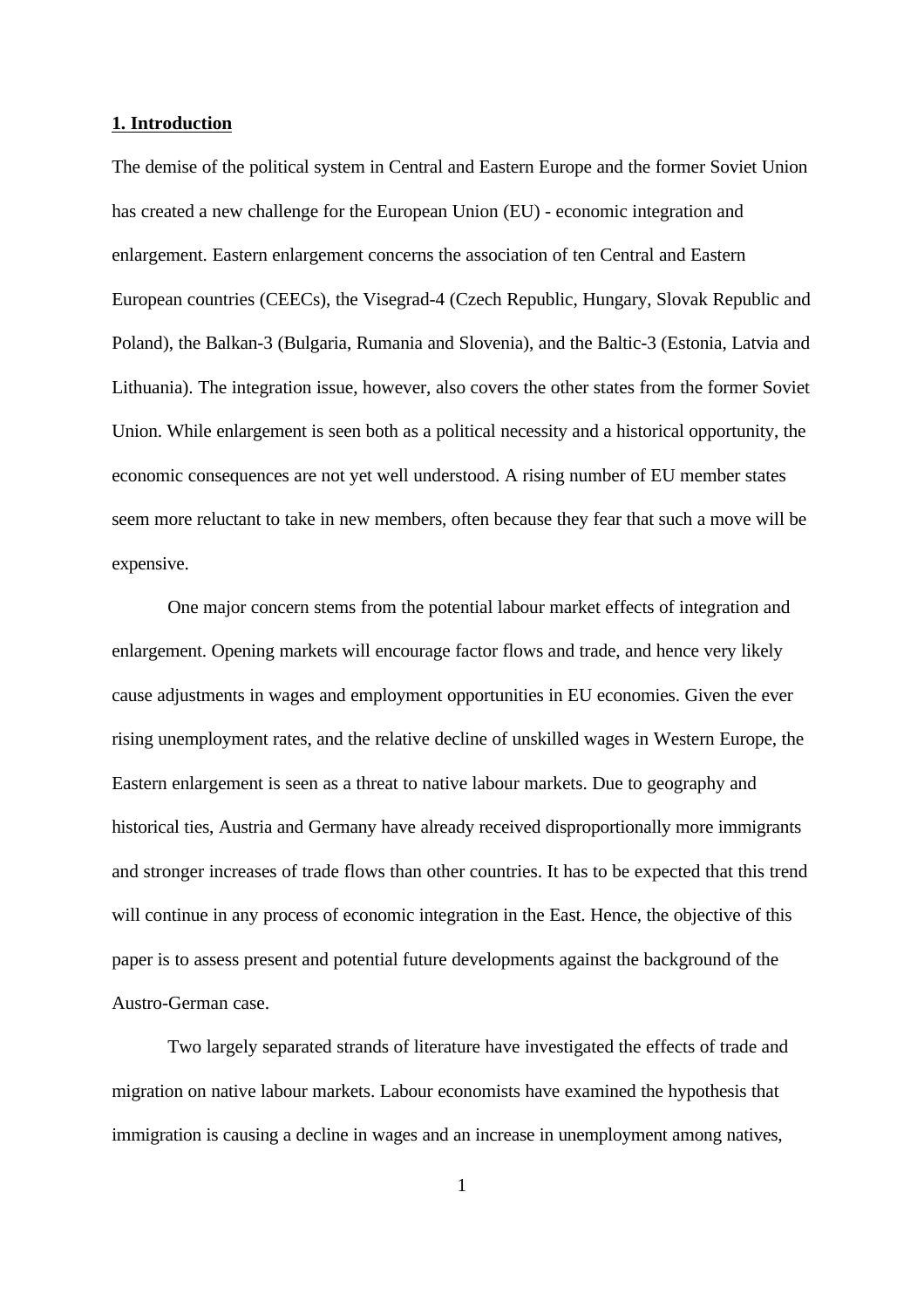## 1. Introduction

The demise of the political system in Central and Eastern Europe and the former Soviet Union has created a new challenge for the European Union (EU) - economic integration and enlargement. Eastern enlargement concerns the association of ten Central and Eastern European countries (CEECs), the Visegrad-4 (Czech Republic, Hungary, Slovak Republic and Poland), the Balkan-3 (Bulgaria, Rumania and Slovenia), and the Baltic-3 (Estonia, Latvia and Lithuania). The integration issue, however, also covers the other states from the former Soviet Union. While enlargement is seen both as a political necessity and a historical opportunity, the economic consequences are not yet well understood. A rising number of EU member states seem more reluctant to take in new members, often because they fear that such a move will be expensive.

One major concern stems from the potential labour market effects of integration and enlargement. Opening markets will encourage factor flows and trade, and hence very likely cause adjustments in wages and employment opportunities in EU economies. Given the ever rising unemployment rates, and the relative decline of unskilled wages in Western Europe, the Eastern enlargement is seen as a threat to native labour markets. Due to geography and historical ties, Austria and Germany have already received disproportionally more immigrants and stronger increases of trade flows than other countries. It has to be expected that this trend will continue in any process of economic integration in the East. Hence, the objective of this paper is to assess present and potential future developments against the background of the Austro-German case.

Two largely separated strands of literature have investigated the effects of trade and migration on native labour markets. Labour economists have examined the hypothesis that immigration is causing a decline in wages and an increase in unemployment among natives,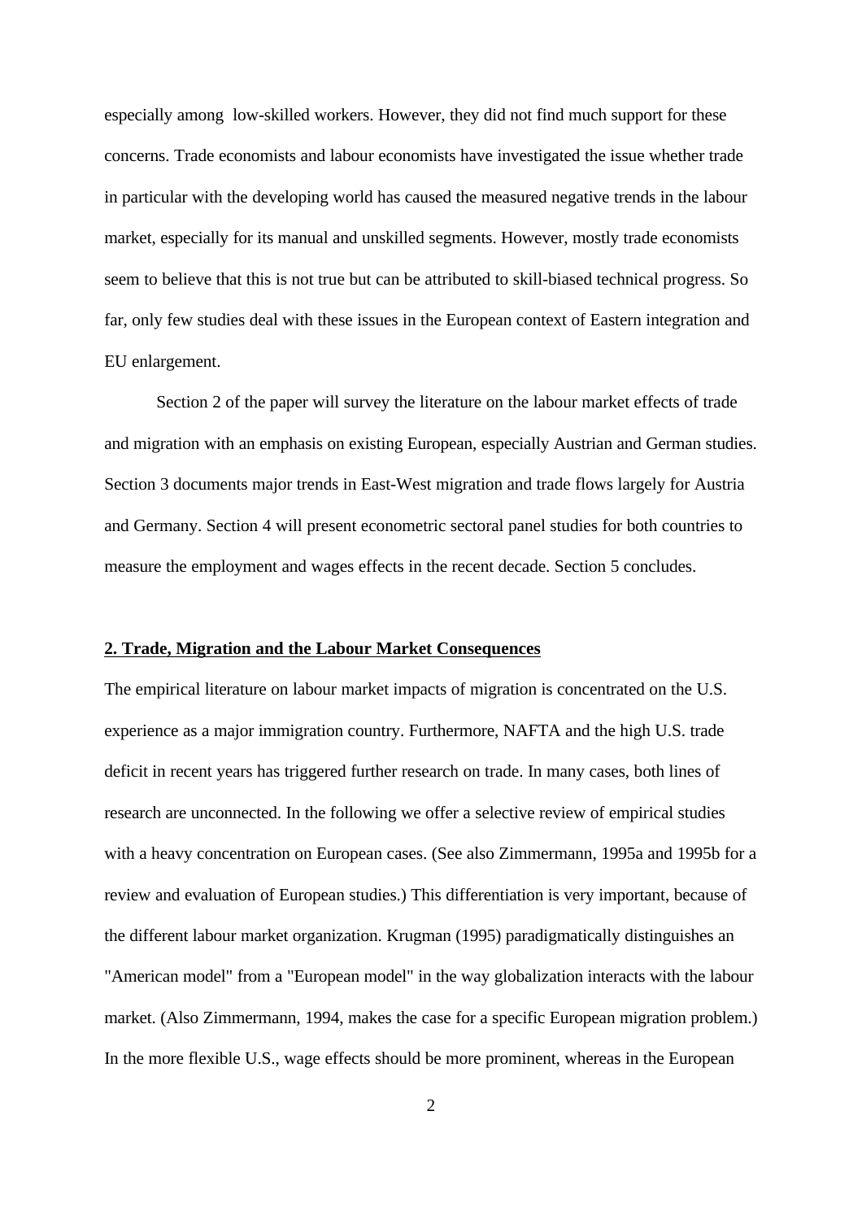especially among low-skilled workers. However, they did not find much support for these concerns. Trade economists and labour economists have investigated the issue whether trade in particular with the developing world has caused the measured negative trends in the labour market, especially for its manual and unskilled segments. However, mostly trade economists seem to believe that this is not true but can be attributed to skill-biased technical progress. So far, only few studies deal with these issues in the European context of Eastern integration and EU enlargement.

Section 2 of the paper will survey the literature on the labour market effects of trade and migration with an emphasis on existing European, especially Austrian and German studies. Section 3 documents major trends in East-West migration and trade flows largely for Austria and Germany. Section 4 will present econometric sectoral panel studies for both countries to measure the employment and wages effects in the recent decade. Section 5 concludes.

## 2. Trade, Migration and the Labour Market Consequences

The empirical literature on labour market impacts of migration is concentrated on the U.S. experience as a major immigration country. Furthermore, NAFTA and the high U.S. trade deficit in recent years has triggered further research on trade. In many cases, both lines of research are unconnected. In the following we offer a selective review of empirical studies with a heavy concentration on European cases. (See also Zimmermann, 1995a and 1995b for a review and evaluation of European studies.) This differentiation is very important, because of the different labour market organization. Krugman (1995) paradigmatically distinguishes an "American model" from a "European model" in the way globalization interacts with the labour market. (Also Zimmermann, 1994, makes the case for a specific European migration problem.) In the more flexible U.S., wage effects should be more prominent, whereas in the European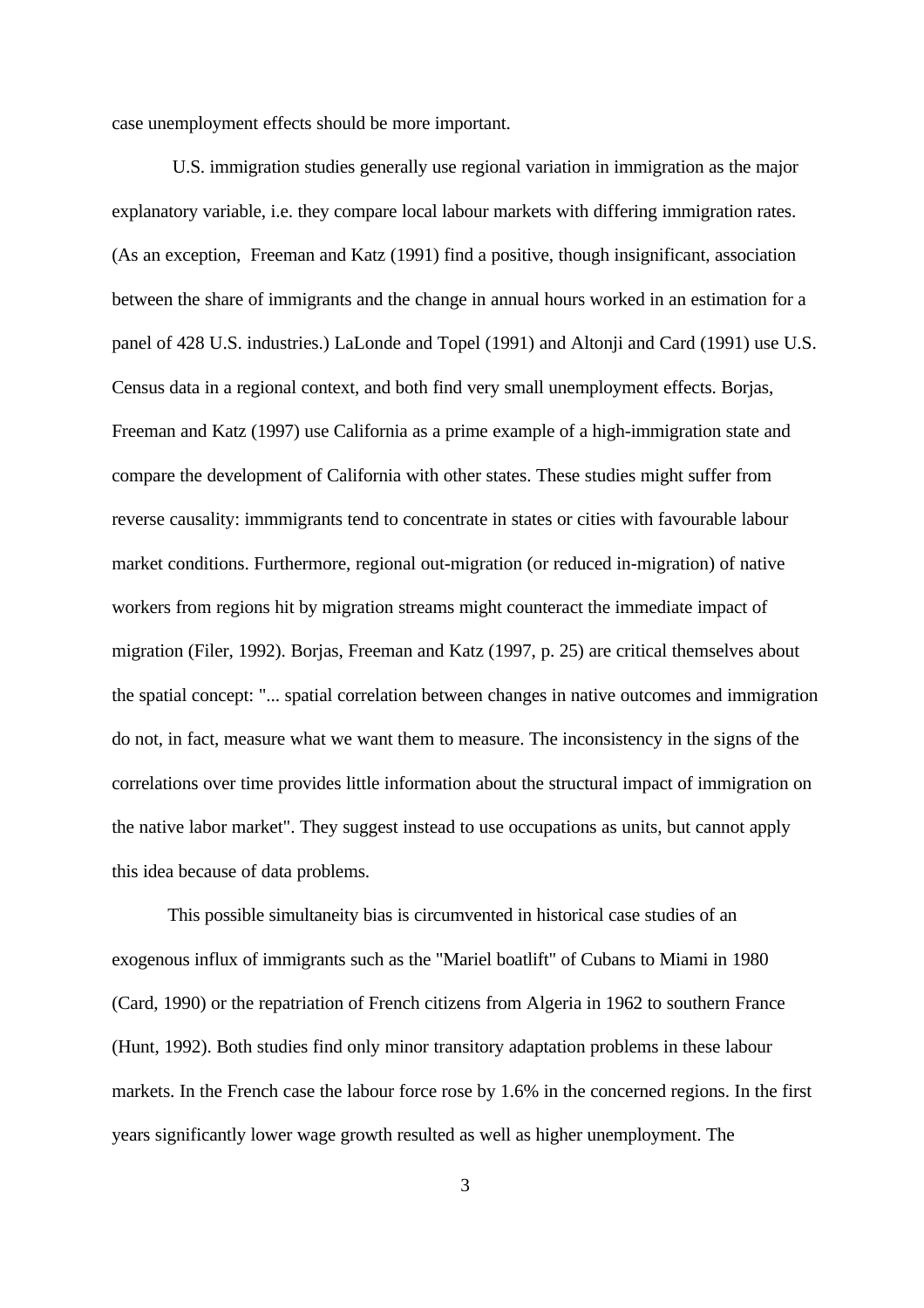case unemployment effects should be more important.

U.S. immigration studies generally use regional variation in immigration as the major explanatory variable, i.e. they compare local labour markets with differing immigration rates. (As an exception, Freeman and Katz (1991) find a positive, though insignificant, association between the share of immigrants and the change in annual hours worked in an estimation for a panel of 428 U.S. industries.) LaLonde and Topel (1991) and Altonji and Card (1991) use U.S. Census data in a regional context, and both find very small unemployment effects. Borjas, Freeman and Katz (1997) use California as a prime example of a high-immigration state and compare the development of California with other states. These studies might suffer from reverse causality: immmigrants tend to concentrate in states or cities with favourable labour market conditions. Furthermore, regional out-migration (or reduced in-migration) of native workers from regions hit by migration streams might counteract the immediate impact of migration (Filer, 1992). Borjas, Freeman and Katz (1997, p. 25) are critical themselves about the spatial concept: "... spatial correlation between changes in native outcomes and immigration do not, in fact, measure what we want them to measure. The inconsistency in the signs of the correlations over time provides little information about the structural impact of immigration on the native labor market". They suggest instead to use occupations as units, but cannot apply this idea because of data problems.

This possible simultaneity bias is circumvented in historical case studies of an exogenous influx of immigrants such as the "Mariel boatlift" of Cubans to Miami in 1980 (Card, 1990) or the repatriation of French citizens from Algeria in 1962 to southern France (Hunt, 1992). Both studies find only minor transitory adaptation problems in these labour markets. In the French case the labour force rose by 1.6% in the concerned regions. In the first years significantly lower wage growth resulted as well as higher unemployment. The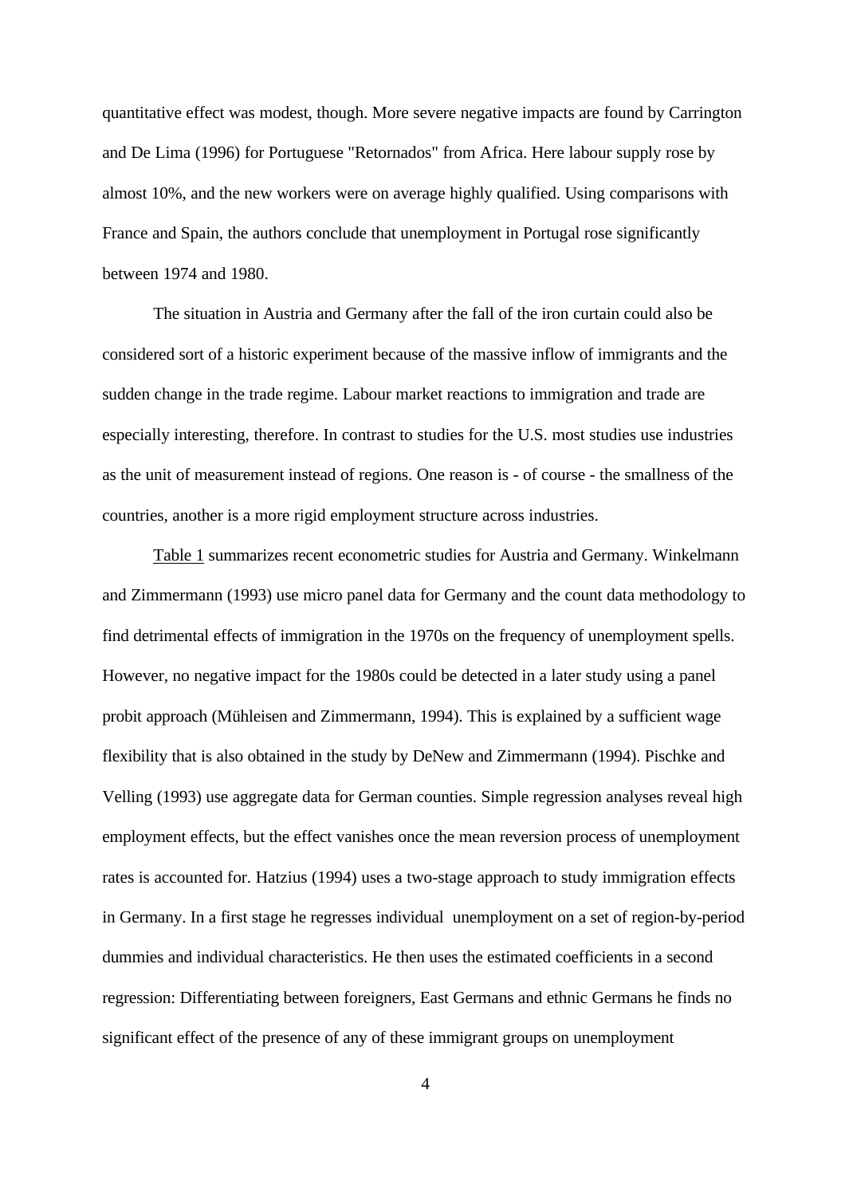quantitative effect was modest, though. More severe negative impacts are found by Carrington and De Lima (1996) for Portuguese "Retornados" from Africa. Here labour supply rose by almost 10%, and the new workers were on average highly qualified. Using comparisons with France and Spain, the authors conclude that unemployment in Portugal rose significantly between 1974 and 1980.

The situation in Austria and Germany after the fall of the iron curtain could also be considered sort of a historic experiment because of the massive inflow of immigrants and the sudden change in the trade regime. Labour market reactions to immigration and trade are especially interesting, therefore. In contrast to studies for the U.S. most studies use industries as the unit of measurement instead of regions. One reason is - of course - the smallness of the countries, another is a more rigid employment structure across industries.

Table 1 summarizes recent econometric studies for Austria and Germany. Winkelmann and Zimmermann (1993) use micro panel data for Germany and the count data methodology to find detrimental effects of immigration in the 1970s on the frequency of unemployment spells. However, no negative impact for the 1980s could be detected in a later study using a panel probit approach (Mühleisen and Zimmermann, 1994). This is explained by a sufficient wage flexibility that is also obtained in the study by DeNew and Zimmermann (1994). Pischke and Velling (1993) use aggregate data for German counties. Simple regression analyses reveal high employment effects, but the effect vanishes once the mean reversion process of unemployment rates is accounted for. Hatzius (1994) uses a two-stage approach to study immigration effects in Germany. In a first stage he regresses individual unemployment on a set of region-by-period dummies and individual characteristics. He then uses the estimated coefficients in a second regression: Differentiating between foreigners, East Germans and ethnic Germans he finds no significant effect of the presence of any of these immigrant groups on unemployment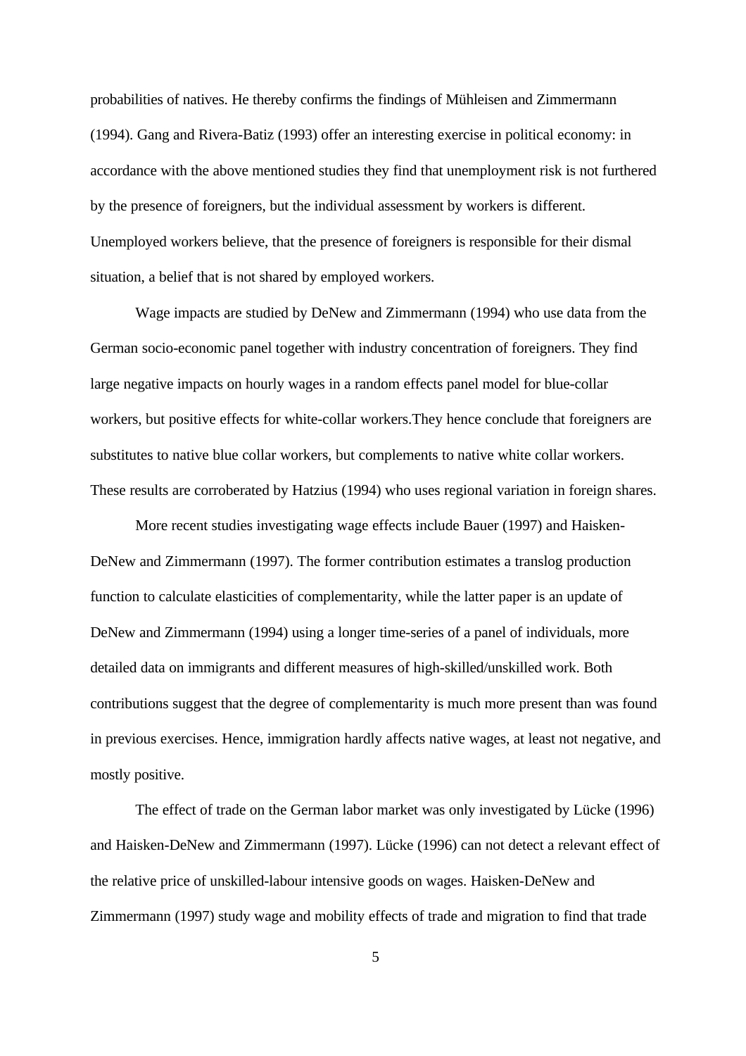probabilities of natives. He thereby confirms the findings of Mühleisen and Zimmermann (1994). Gang and Rivera-Batiz (1993) offer an interesting exercise in political economy: in accordance with the above mentioned studies they find that unemployment risk is not furthered by the presence of foreigners, but the individual assessment by workers is different. Unemployed workers believe, that the presence of foreigners is responsible for their dismal situation, a belief that is not shared by employed workers.

Wage impacts are studied by DeNew and Zimmermann (1994) who use data from the German socio-economic panel together with industry concentration of foreigners. They find large negative impacts on hourly wages in a random effects panel model for blue-collar workers, but positive effects for white-collar workers.They hence conclude that foreigners are substitutes to native blue collar workers, but complements to native white collar workers. These results are corroborated by Hatzius (1994) who uses regional variation in foreign shares.

More recent studies investigating wage effects include Bauer (1997) and Haisken-DeNew and Zimmermann (1997). The former contribution estimates a translog production function to calculate elasticities of complementarity, while the latter paper is an update of DeNew and Zimmermann (1994) using a longer time-series of a panel of individuals, more detailed data on immigrants and different measures of high-skilled/unskilled work. Both contributions suggest that the degree of complementarity is much more present than was found in previous exercises. Hence, immigration hardly affects native wages, at least not negative, and mostly positive.

The effect of trade on the German labor market was only investigated by Lücke (1996) and Haisken-DeNew and Zimmermann (1997). Lücke (1996) can not detect a relevant effect of the relative price of unskilled-labour intensive goods on wages. Haisken-DeNew and Zimmermann (1997) study wage and mobility effects of trade and migration to find that trade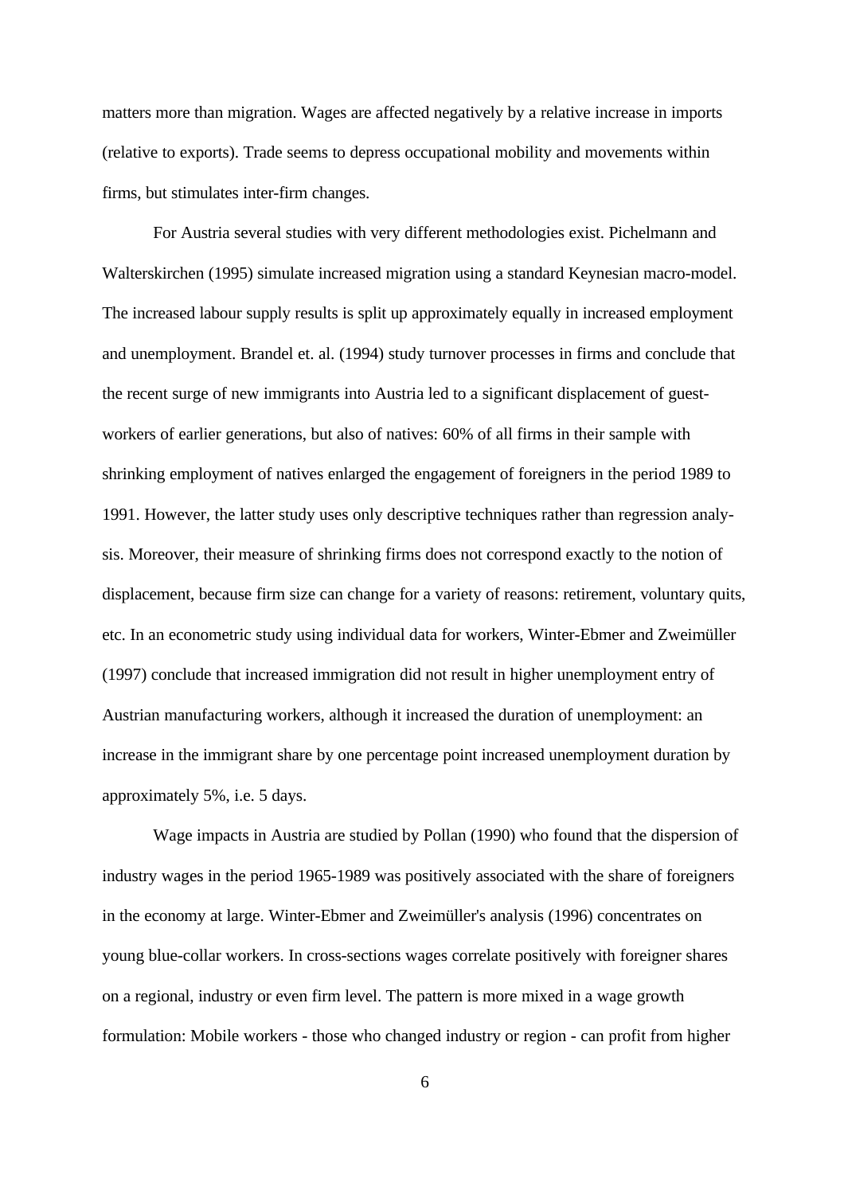matters more than migration. Wages are affected negatively by a relative increase in imports (relative to exports). Trade seems to depress occupational mobility and movements within firms, but stimulates inter-firm changes.

For Austria several studies with very different methodologies exist. Pichelmann and Walterskirchen (1995) simulate increased migration using a standard Keynesian macro-model. The increased labour supply results is split up approximately equally in increased employment and unemployment. Brandel et. al. (1994) study turnover processes in firms and conclude that the recent surge of new immigrants into Austria led to a significant displacement of guest-workers of earlier generations, but also of natives: 60% of all firms in their sample with shrinking employment of natives enlarged the engagement of foreigners in the period 1989 to 1991. However, the latter study uses only descriptive techniques rather than regression analysis. Moreover, their measure of shrinking firms does not correspond exactly to the notion of displacement, because firm size can change for a variety of reasons: retirement, voluntary quits, etc. In an econometric study using individual data for workers, Winter-Ebmer and Zweimüller (1997) conclude that increased immigration did not result in higher unemployment entry of Austrian manufacturing workers, although it increased the duration of unemployment: an increase in the immigrant share by one percentage point increased unemployment duration by approximately 5%, i.e. 5 days.

Wage impacts in Austria are studied by Pollan (1990) who found that the dispersion of industry wages in the period 1965-1989 was positively associated with the share of foreigners in the economy at large. Winter-Ebmer and Zweimüller's analysis (1996) concentrates on young blue-collar workers. In cross-sections wages correlate positively with foreigner shares on a regional, industry or even firm level. The pattern is more mixed in a wage growth formulation: Mobile workers - those who changed industry or region - can profit from higher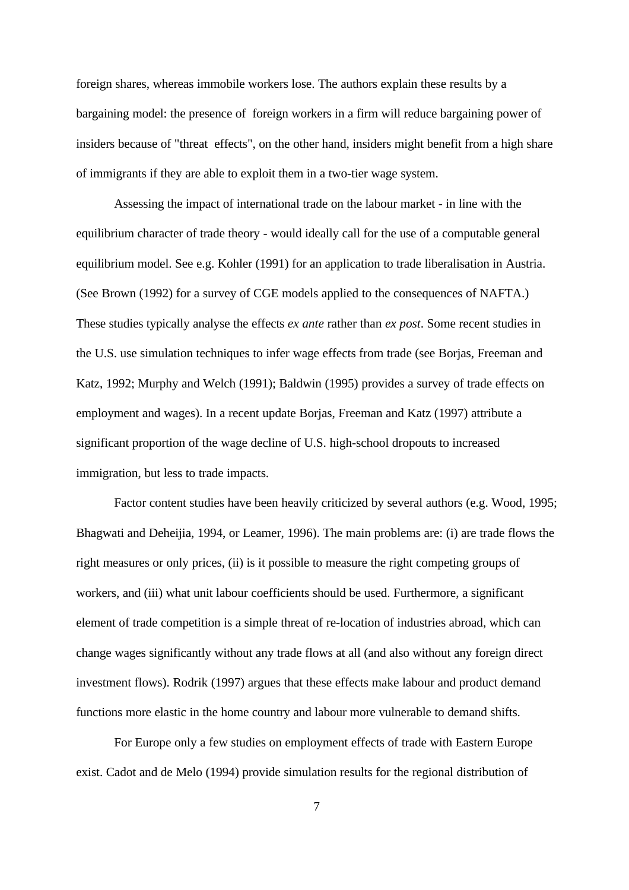foreign shares, whereas immobile workers lose. The authors explain these results by a bargaining model: the presence of foreign workers in a firm will reduce bargaining power of insiders because of "threat effects", on the other hand, insiders might benefit from a high share of immigrants if they are able to exploit them in a two-tier wage system.

Assessing the impact of international trade on the labour market - in line with the equilibrium character of trade theory - would ideally call for the use of a computable general equilibrium model. See e.g. Kohler (1991) for an application to trade liberalisation in Austria. (See Brown (1992) for a survey of CGE models applied to the consequences of NAFTA.) These studies typically analyse the effects *ex ante* rather than *ex post*. Some recent studies in the U.S. use simulation techniques to infer wage effects from trade (see Borjas, Freeman and Katz, 1992; Murphy and Welch (1991); Baldwin (1995) provides a survey of trade effects on employment and wages). In a recent update Borjas, Freeman and Katz (1997) attribute a significant proportion of the wage decline of U.S. high-school dropouts to increased immigration, but less to trade impacts.

Factor content studies have been heavily criticized by several authors (e.g. Wood, 1995; Bhagwati and Deheijia, 1994, or Leamer, 1996). The main problems are: (i) are trade flows the right measures or only prices, (ii) is it possible to measure the right competing groups of workers, and (iii) what unit labour coefficients should be used. Furthermore, a significant element of trade competition is a simple threat of re-location of industries abroad, which can change wages significantly without any trade flows at all (and also without any foreign direct investment flows). Rodrik (1997) argues that these effects make labour and product demand functions more elastic in the home country and labour more vulnerable to demand shifts.

For Europe only a few studies on employment effects of trade with Eastern Europe exist. Cadot and de Melo (1994) provide simulation results for the regional distribution of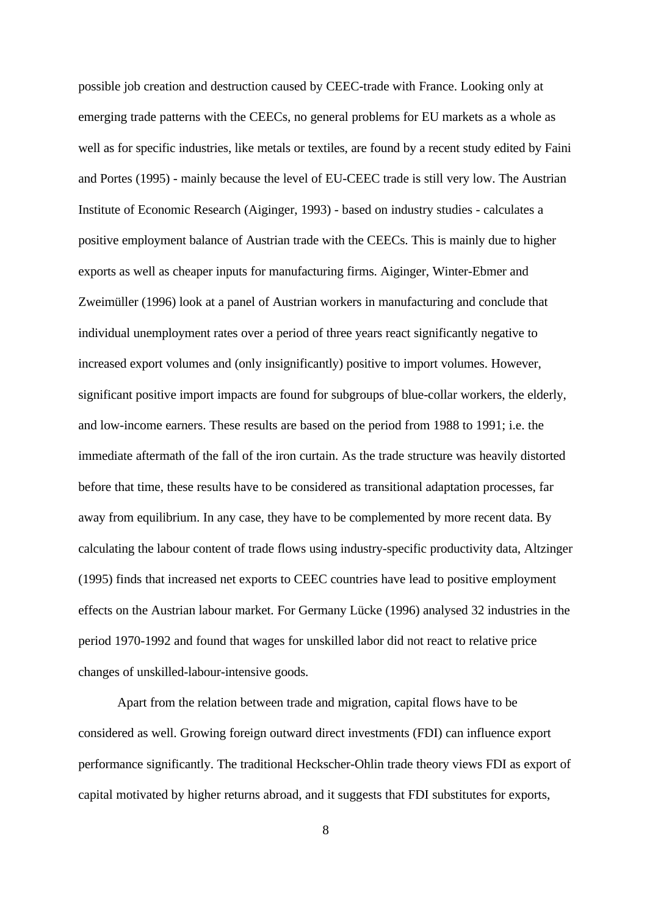possible job creation and destruction caused by CEEC-trade with France. Looking only at emerging trade patterns with the CEECs, no general problems for EU markets as a whole as well as for specific industries, like metals or textiles, are found by a recent study edited by Faini and Portes (1995) - mainly because the level of EU-CEEC trade is still very low. The Austrian Institute of Economic Research (Aiginger, 1993) - based on industry studies - calculates a positive employment balance of Austrian trade with the CEECs. This is mainly due to higher exports as well as cheaper inputs for manufacturing firms. Aiginger, Winter-Ebmer and Zweimüller (1996) look at a panel of Austrian workers in manufacturing and conclude that individual unemployment rates over a period of three years react significantly negative to increased export volumes and (only insignificantly) positive to import volumes. However, significant positive import impacts are found for subgroups of blue-collar workers, the elderly, and low-income earners. These results are based on the period from 1988 to 1991; i.e. the immediate aftermath of the fall of the iron curtain. As the trade structure was heavily distorted before that time, these results have to be considered as transitional adaptation processes, far away from equilibrium. In any case, they have to be complemented by more recent data. By calculating the labour content of trade flows using industry-specific productivity data, Altzinger (1995) finds that increased net exports to CEEC countries have lead to positive employment effects on the Austrian labour market. For Germany Lücke (1996) analysed 32 industries in the period 1970-1992 and found that wages for unskilled labor did not react to relative price changes of unskilled-labour-intensive goods.

Apart from the relation between trade and migration, capital flows have to be considered as well. Growing foreign outward direct investments (FDI) can influence export performance significantly. The traditional Heckscher-Ohlin trade theory views FDI as export of capital motivated by higher returns abroad, and it suggests that FDI substitutes for exports,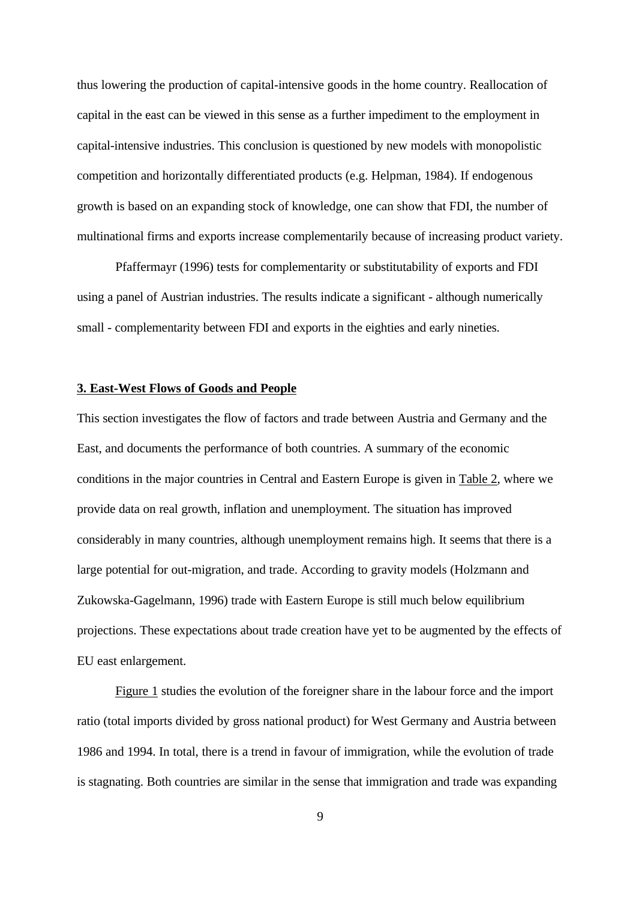thus lowering the production of capital-intensive goods in the home country. Reallocation of capital in the east can be viewed in this sense as a further impediment to the employment in capital-intensive industries. This conclusion is questioned by new models with monopolistic competition and horizontally differentiated products (e.g. Helpman, 1984). If endogenous growth is based on an expanding stock of knowledge, one can show that FDI, the number of multinational firms and exports increase complementarily because of increasing product variety.

Pfaffermayr (1996) tests for complementarity or substitutability of exports and FDI using a panel of Austrian industries. The results indicate a significant - although numerically small - complementarity between FDI and exports in the eighties and early nineties.

## 3. East-West Flows of Goods and People

This section investigates the flow of factors and trade between Austria and Germany and the East, and documents the performance of both countries. A summary of the economic conditions in the major countries in Central and Eastern Europe is given in Table 2, where we provide data on real growth, inflation and unemployment. The situation has improved considerably in many countries, although unemployment remains high. It seems that there is a large potential for out-migration, and trade. According to gravity models (Holzmann and Zukowska-Gagelmann, 1996) trade with Eastern Europe is still much below equilibrium projections. These expectations about trade creation have yet to be augmented by the effects of EU east enlargement.

Figure 1 studies the evolution of the foreigner share in the labour force and the import ratio (total imports divided by gross national product) for West Germany and Austria between 1986 and 1994. In total, there is a trend in favour of immigration, while the evolution of trade is stagnating. Both countries are similar in the sense that immigration and trade was expanding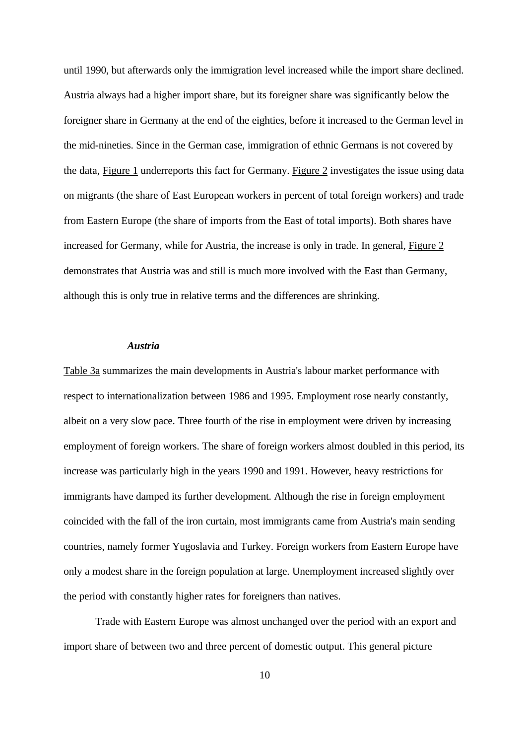until 1990, but afterwards only the immigration level increased while the import share declined. Austria always had a higher import share, but its foreigner share was significantly below the foreigner share in Germany at the end of the eighties, before it increased to the German level in the mid-nineties. Since in the German case, immigration of ethnic Germans is not covered by the data, Figure 1 underreports this fact for Germany. Figure 2 investigates the issue using data on migrants (the share of East European workers in percent of total foreign workers) and trade from Eastern Europe (the share of imports from the East of total imports). Both shares have increased for Germany, while for Austria, the increase is only in trade. In general, Figure 2 demonstrates that Austria was and still is much more involved with the East than Germany, although this is only true in relative terms and the differences are shrinking.

### ***Austria***

Table 3a summarizes the main developments in Austria's labour market performance with respect to internationalization between 1986 and 1995. Employment rose nearly constantly, albeit on a very slow pace. Three fourth of the rise in employment were driven by increasing employment of foreign workers. The share of foreign workers almost doubled in this period, its increase was particularly high in the years 1990 and 1991. However, heavy restrictions for immigrants have damped its further development. Although the rise in foreign employment coincided with the fall of the iron curtain, most immigrants came from Austria's main sending countries, namely former Yugoslavia and Turkey. Foreign workers from Eastern Europe have only a modest share in the foreign population at large. Unemployment increased slightly over the period with constantly higher rates for foreigners than natives.

Trade with Eastern Europe was almost unchanged over the period with an export and import share of between two and three percent of domestic output. This general picture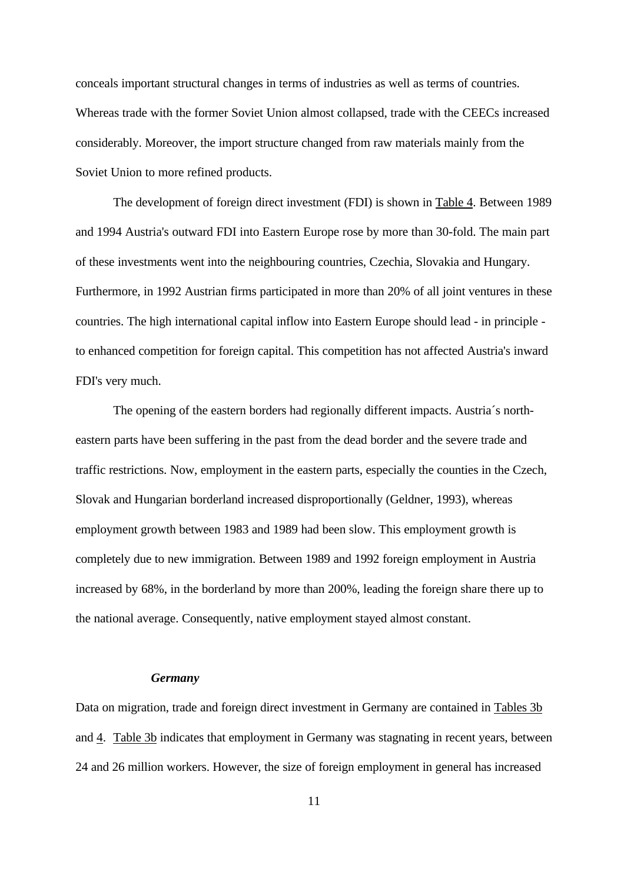conceals important structural changes in terms of industries as well as terms of countries. Whereas trade with the former Soviet Union almost collapsed, trade with the CEECs increased considerably. Moreover, the import structure changed from raw materials mainly from the Soviet Union to more refined products.

The development of foreign direct investment (FDI) is shown in Table 4. Between 1989 and 1994 Austria's outward FDI into Eastern Europe rose by more than 30-fold. The main part of these investments went into the neighbouring countries, Czechia, Slovakia and Hungary. Furthermore, in 1992 Austrian firms participated in more than 20% of all joint ventures in these countries. The high international capital inflow into Eastern Europe should lead - in principle - to enhanced competition for foreign capital. This competition has not affected Austria's inward FDI's very much.

The opening of the eastern borders had regionally different impacts. Austria´s north-eastern parts have been suffering in the past from the dead border and the severe trade and traffic restrictions. Now, employment in the eastern parts, especially the counties in the Czech, Slovak and Hungarian borderland increased disproportionally (Geldner, 1993), whereas employment growth between 1983 and 1989 had been slow. This employment growth is completely due to new immigration. Between 1989 and 1992 foreign employment in Austria increased by 68%, in the borderland by more than 200%, leading the foreign share there up to the national average. Consequently, native employment stayed almost constant.

### *Germany*

Data on migration, trade and foreign direct investment in Germany are contained in Tables 3b and 4. Table 3b indicates that employment in Germany was stagnating in recent years, between 24 and 26 million workers. However, the size of foreign employment in general has increased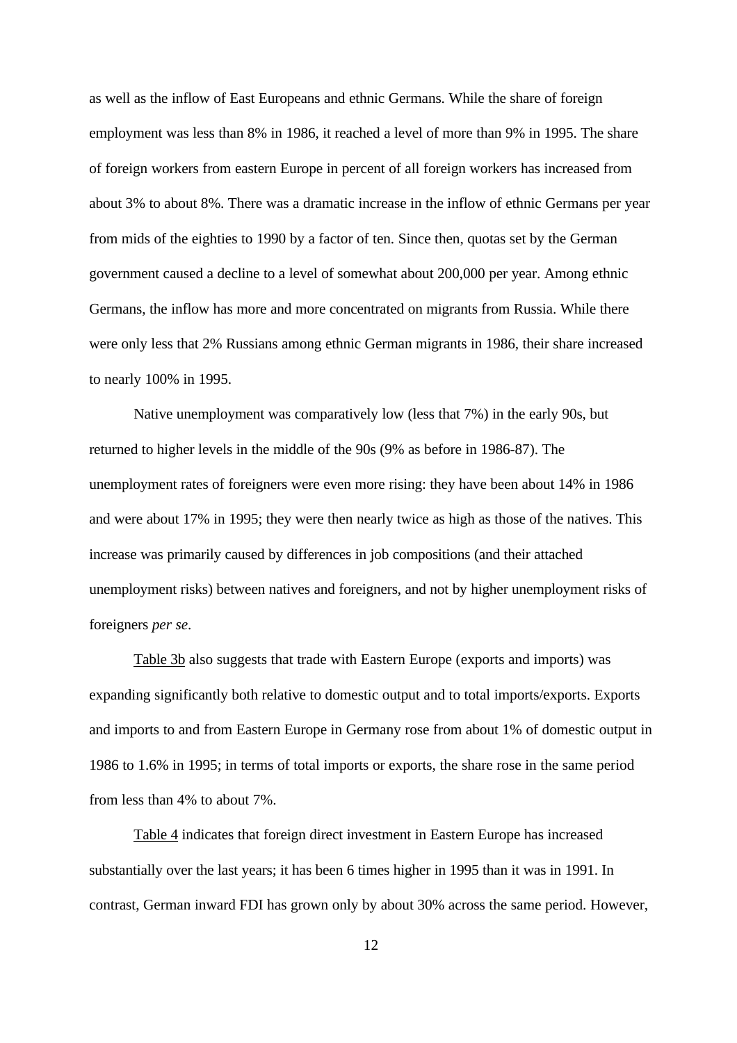as well as the inflow of East Europeans and ethnic Germans. While the share of foreign employment was less than 8% in 1986, it reached a level of more than 9% in 1995. The share of foreign workers from eastern Europe in percent of all foreign workers has increased from about 3% to about 8%. There was a dramatic increase in the inflow of ethnic Germans per year from mids of the eighties to 1990 by a factor of ten. Since then, quotas set by the German government caused a decline to a level of somewhat about 200,000 per year. Among ethnic Germans, the inflow has more and more concentrated on migrants from Russia. While there were only less that 2% Russians among ethnic German migrants in 1986, their share increased to nearly 100% in 1995.

Native unemployment was comparatively low (less that 7%) in the early 90s, but returned to higher levels in the middle of the 90s (9% as before in 1986-87). The unemployment rates of foreigners were even more rising: they have been about 14% in 1986 and were about 17% in 1995; they were then nearly twice as high as those of the natives. This increase was primarily caused by differences in job compositions (and their attached unemployment risks) between natives and foreigners, and not by higher unemployment risks of foreigners *per se*.

Table 3b also suggests that trade with Eastern Europe (exports and imports) was expanding significantly both relative to domestic output and to total imports/exports. Exports and imports to and from Eastern Europe in Germany rose from about 1% of domestic output in 1986 to 1.6% in 1995; in terms of total imports or exports, the share rose in the same period from less than 4% to about 7%.

Table 4 indicates that foreign direct investment in Eastern Europe has increased substantially over the last years; it has been 6 times higher in 1995 than it was in 1991. In contrast, German inward FDI has grown only by about 30% across the same period. However,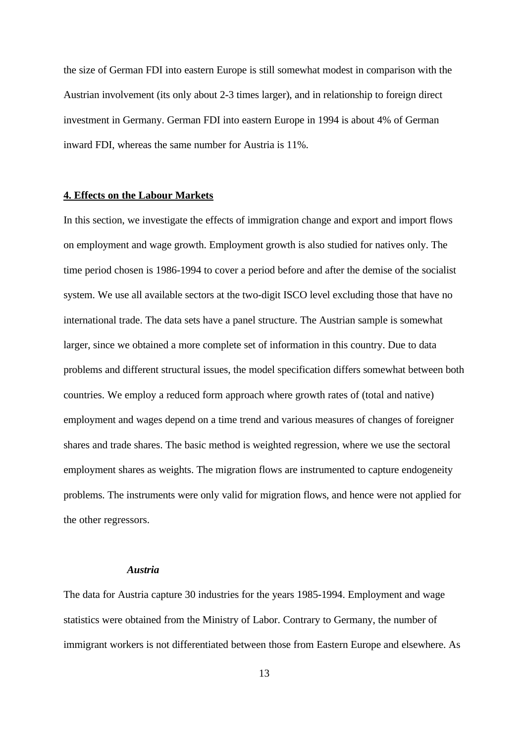the size of German FDI into eastern Europe is still somewhat modest in comparison with the Austrian involvement (its only about 2-3 times larger), and in relationship to foreign direct investment in Germany. German FDI into eastern Europe in 1994 is about 4% of German inward FDI, whereas the same number for Austria is 11%.

## 4. Effects on the Labour Markets

In this section, we investigate the effects of immigration change and export and import flows on employment and wage growth. Employment growth is also studied for natives only. The time period chosen is 1986-1994 to cover a period before and after the demise of the socialist system. We use all available sectors at the two-digit ISCO level excluding those that have no international trade. The data sets have a panel structure. The Austrian sample is somewhat larger, since we obtained a more complete set of information in this country. Due to data problems and different structural issues, the model specification differs somewhat between both countries. We employ a reduced form approach where growth rates of (total and native) employment and wages depend on a time trend and various measures of changes of foreigner shares and trade shares. The basic method is weighted regression, where we use the sectoral employment shares as weights. The migration flows are instrumented to capture endogeneity problems. The instruments were only valid for migration flows, and hence were not applied for the other regressors.

### *Austria*

The data for Austria capture 30 industries for the years 1985-1994. Employment and wage statistics were obtained from the Ministry of Labor. Contrary to Germany, the number of immigrant workers is not differentiated between those from Eastern Europe and elsewhere. As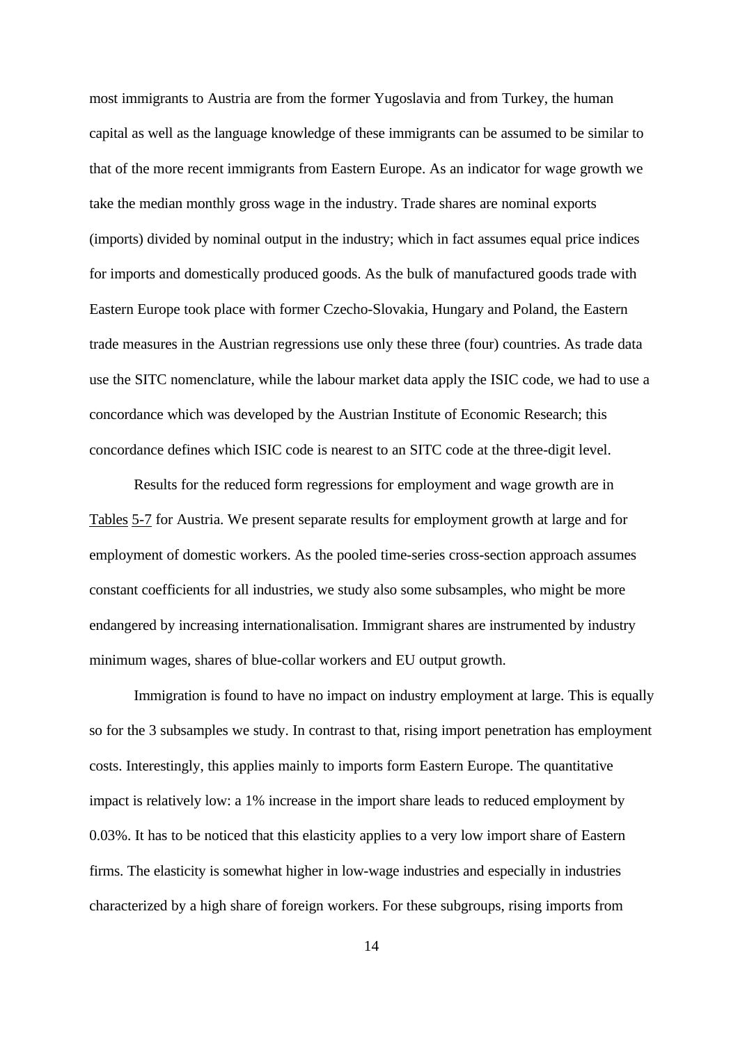most immigrants to Austria are from the former Yugoslavia and from Turkey, the human capital as well as the language knowledge of these immigrants can be assumed to be similar to that of the more recent immigrants from Eastern Europe. As an indicator for wage growth we take the median monthly gross wage in the industry. Trade shares are nominal exports (imports) divided by nominal output in the industry; which in fact assumes equal price indices for imports and domestically produced goods. As the bulk of manufactured goods trade with Eastern Europe took place with former Czecho-Slovakia, Hungary and Poland, the Eastern trade measures in the Austrian regressions use only these three (four) countries. As trade data use the SITC nomenclature, while the labour market data apply the ISIC code, we had to use a concordance which was developed by the Austrian Institute of Economic Research; this concordance defines which ISIC code is nearest to an SITC code at the three-digit level.

Results for the reduced form regressions for employment and wage growth are in Tables 5-7 for Austria. We present separate results for employment growth at large and for employment of domestic workers. As the pooled time-series cross-section approach assumes constant coefficients for all industries, we study also some subsamples, who might be more endangered by increasing internationalisation. Immigrant shares are instrumented by industry minimum wages, shares of blue-collar workers and EU output growth.

Immigration is found to have no impact on industry employment at large. This is equally so for the 3 subsamples we study. In contrast to that, rising import penetration has employment costs. Interestingly, this applies mainly to imports form Eastern Europe. The quantitative impact is relatively low: a 1% increase in the import share leads to reduced employment by 0.03%. It has to be noticed that this elasticity applies to a very low import share of Eastern firms. The elasticity is somewhat higher in low-wage industries and especially in industries characterized by a high share of foreign workers. For these subgroups, rising imports from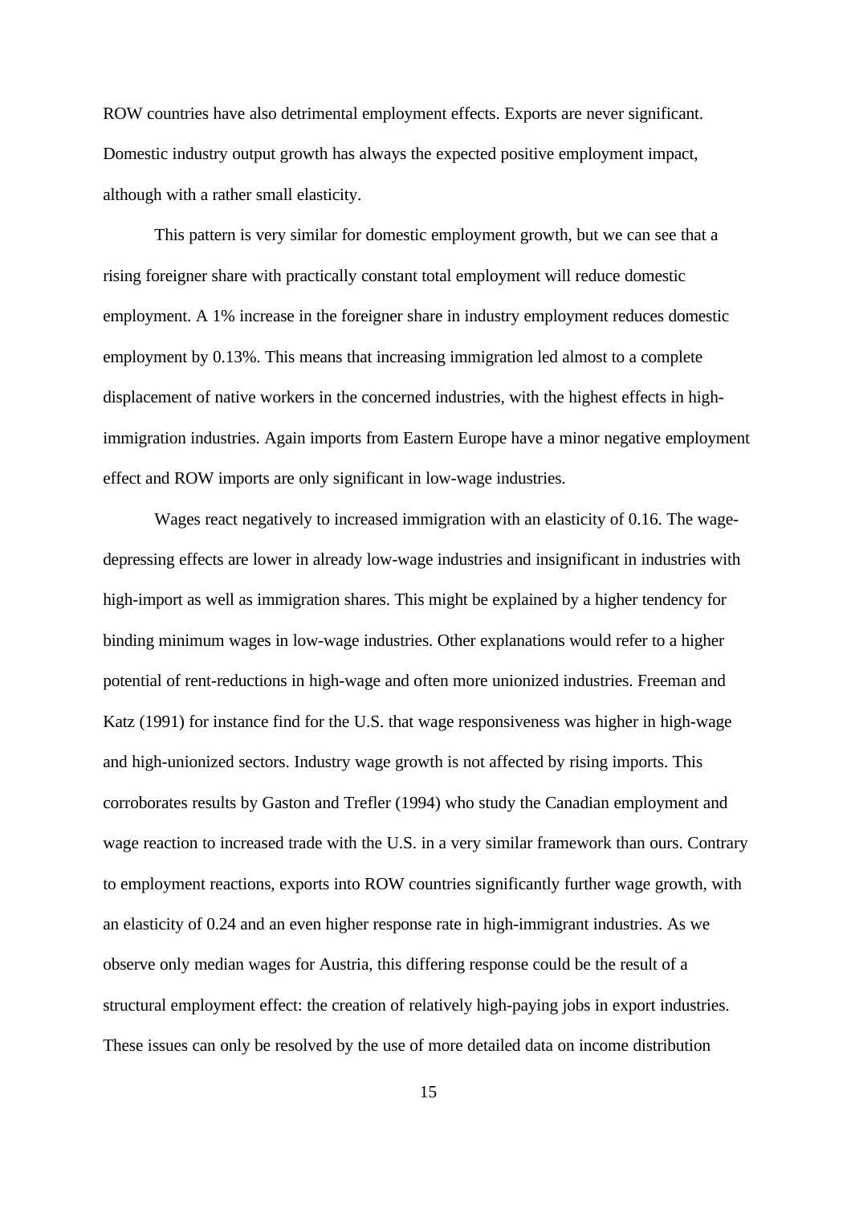ROW countries have also detrimental employment effects. Exports are never significant. Domestic industry output growth has always the expected positive employment impact, although with a rather small elasticity.

This pattern is very similar for domestic employment growth, but we can see that a rising foreigner share with practically constant total employment will reduce domestic employment. A 1% increase in the foreigner share in industry employment reduces domestic employment by 0.13%. This means that increasing immigration led almost to a complete displacement of native workers in the concerned industries, with the highest effects in high-immigration industries. Again imports from Eastern Europe have a minor negative employment effect and ROW imports are only significant in low-wage industries.

Wages react negatively to increased immigration with an elasticity of 0.16. The wage-depressing effects are lower in already low-wage industries and insignificant in industries with high-import as well as immigration shares. This might be explained by a higher tendency for binding minimum wages in low-wage industries. Other explanations would refer to a higher potential of rent-reductions in high-wage and often more unionized industries. Freeman and Katz (1991) for instance find for the U.S. that wage responsiveness was higher in high-wage and high-unionized sectors. Industry wage growth is not affected by rising imports. This corroborates results by Gaston and Trefler (1994) who study the Canadian employment and wage reaction to increased trade with the U.S. in a very similar framework than ours. Contrary to employment reactions, exports into ROW countries significantly further wage growth, with an elasticity of 0.24 and an even higher response rate in high-immigrant industries. As we observe only median wages for Austria, this differing response could be the result of a structural employment effect: the creation of relatively high-paying jobs in export industries. These issues can only be resolved by the use of more detailed data on income distribution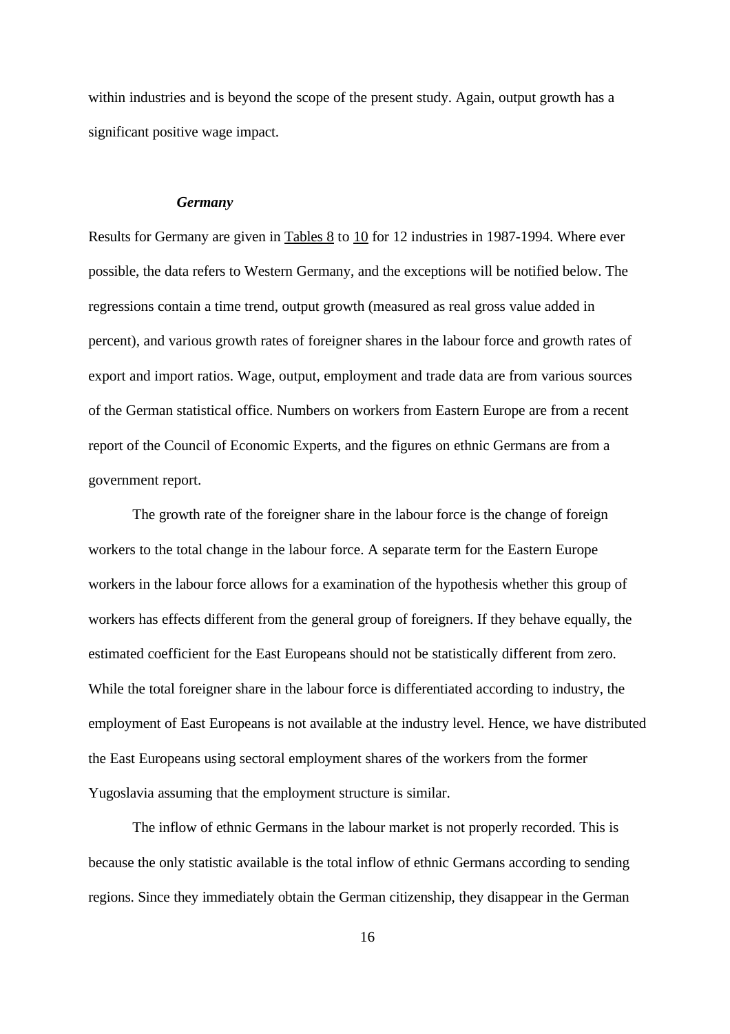within industries and is beyond the scope of the present study. Again, output growth has a significant positive wage impact.

### ***Germany***

Results for Germany are given in Tables 8 to 10 for 12 industries in 1987-1994. Where ever possible, the data refers to Western Germany, and the exceptions will be notified below. The regressions contain a time trend, output growth (measured as real gross value added in percent), and various growth rates of foreigner shares in the labour force and growth rates of export and import ratios. Wage, output, employment and trade data are from various sources of the German statistical office. Numbers on workers from Eastern Europe are from a recent report of the Council of Economic Experts, and the figures on ethnic Germans are from a government report.

The growth rate of the foreigner share in the labour force is the change of foreign workers to the total change in the labour force. A separate term for the Eastern Europe workers in the labour force allows for a examination of the hypothesis whether this group of workers has effects different from the general group of foreigners. If they behave equally, the estimated coefficient for the East Europeans should not be statistically different from zero. While the total foreigner share in the labour force is differentiated according to industry, the employment of East Europeans is not available at the industry level. Hence, we have distributed the East Europeans using sectoral employment shares of the workers from the former Yugoslavia assuming that the employment structure is similar.

The inflow of ethnic Germans in the labour market is not properly recorded. This is because the only statistic available is the total inflow of ethnic Germans according to sending regions. Since they immediately obtain the German citizenship, they disappear in the German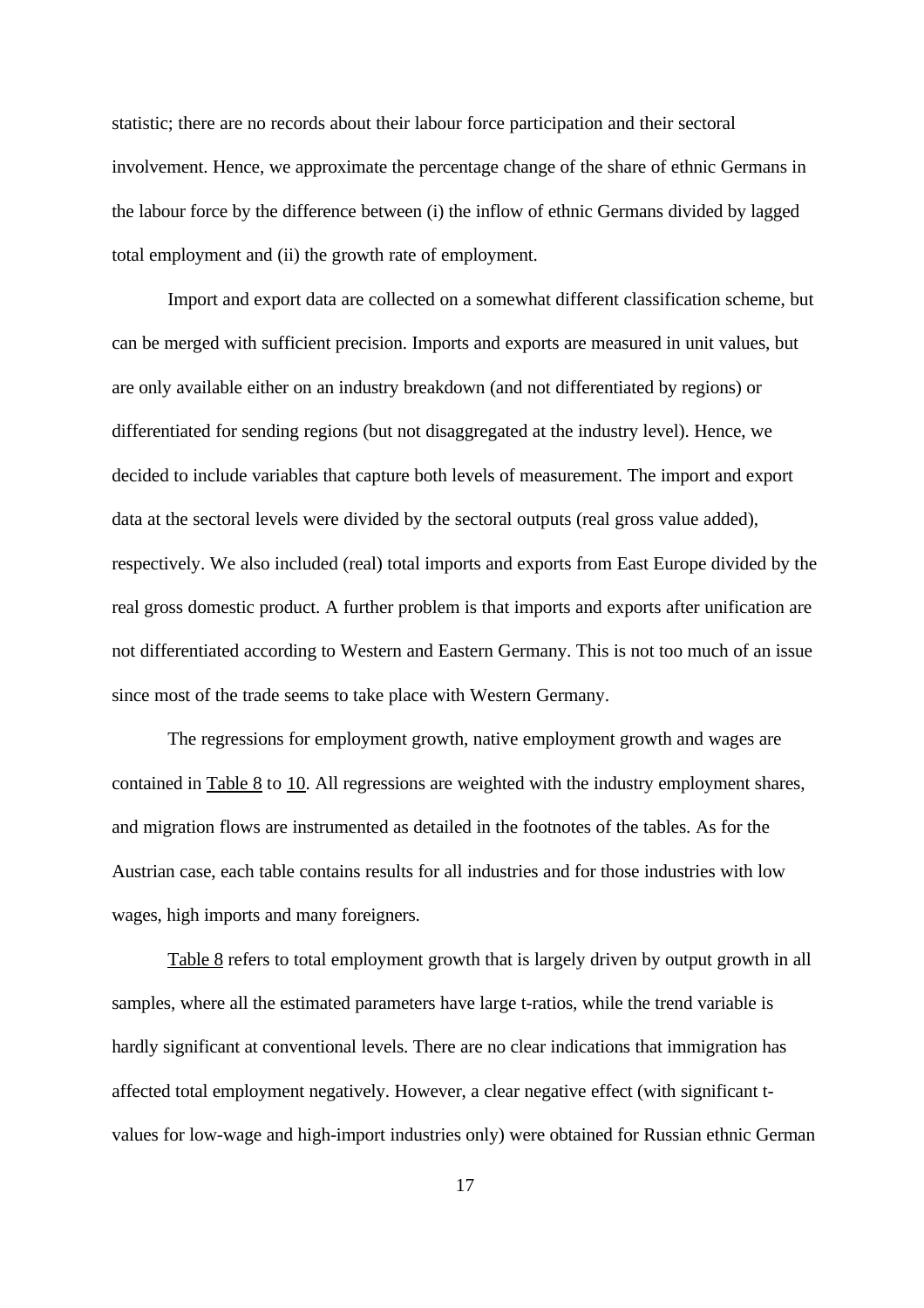statistic; there are no records about their labour force participation and their sectoral involvement. Hence, we approximate the percentage change of the share of ethnic Germans in the labour force by the difference between (i) the inflow of ethnic Germans divided by lagged total employment and (ii) the growth rate of employment.

Import and export data are collected on a somewhat different classification scheme, but can be merged with sufficient precision. Imports and exports are measured in unit values, but are only available either on an industry breakdown (and not differentiated by regions) or differentiated for sending regions (but not disaggregated at the industry level). Hence, we decided to include variables that capture both levels of measurement. The import and export data at the sectoral levels were divided by the sectoral outputs (real gross value added), respectively. We also included (real) total imports and exports from East Europe divided by the real gross domestic product. A further problem is that imports and exports after unification are not differentiated according to Western and Eastern Germany. This is not too much of an issue since most of the trade seems to take place with Western Germany.

The regressions for employment growth, native employment growth and wages are contained in Table 8 to 10. All regressions are weighted with the industry employment shares, and migration flows are instrumented as detailed in the footnotes of the tables. As for the Austrian case, each table contains results for all industries and for those industries with low wages, high imports and many foreigners.

Table 8 refers to total employment growth that is largely driven by output growth in all samples, where all the estimated parameters have large t-ratios, while the trend variable is hardly significant at conventional levels. There are no clear indications that immigration has affected total employment negatively. However, a clear negative effect (with significant t-values for low-wage and high-import industries only) were obtained for Russian ethnic German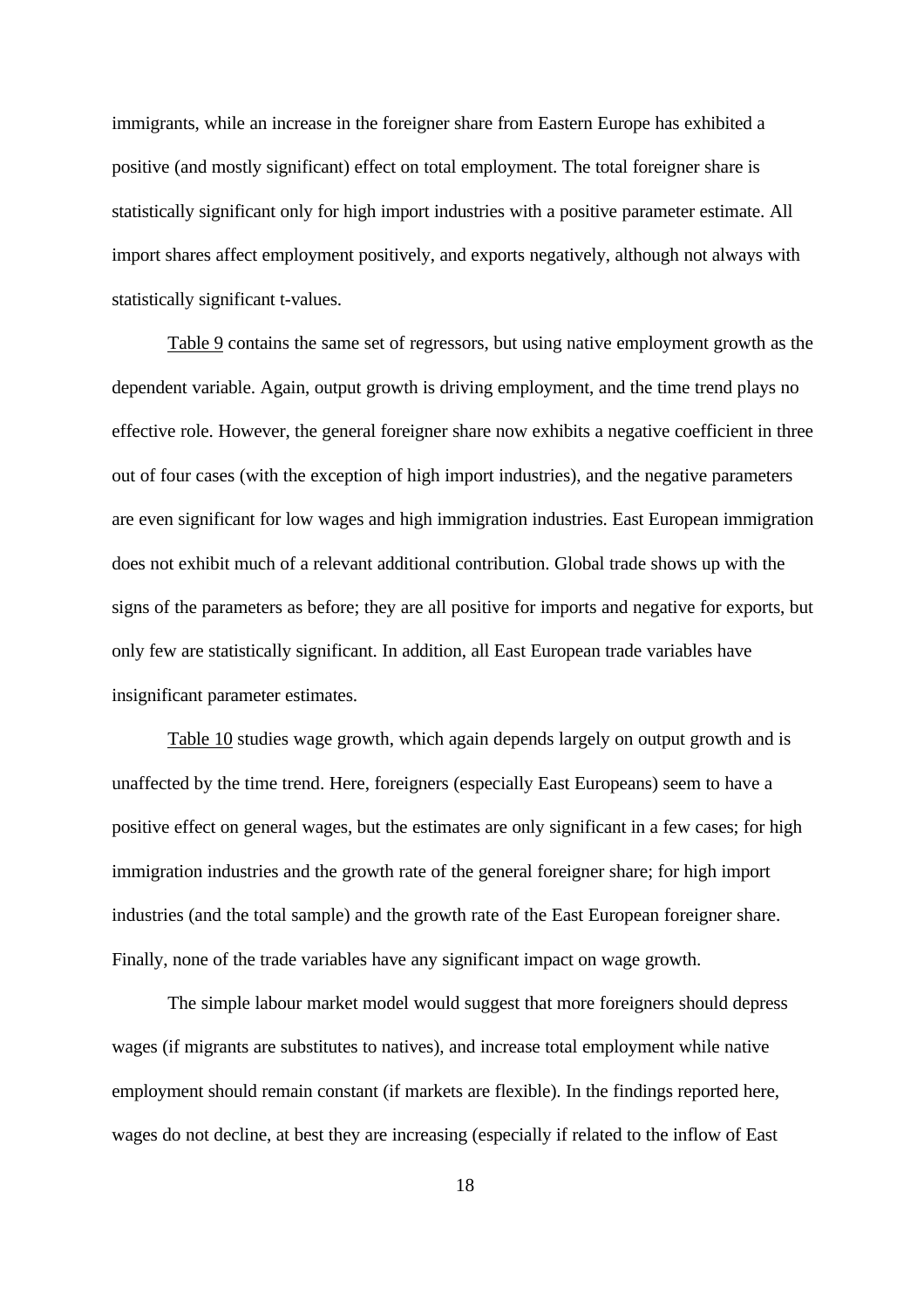immigrants, while an increase in the foreigner share from Eastern Europe has exhibited a positive (and mostly significant) effect on total employment. The total foreigner share is statistically significant only for high import industries with a positive parameter estimate. All import shares affect employment positively, and exports negatively, although not always with statistically significant t-values.

Table 9 contains the same set of regressors, but using native employment growth as the dependent variable. Again, output growth is driving employment, and the time trend plays no effective role. However, the general foreigner share now exhibits a negative coefficient in three out of four cases (with the exception of high import industries), and the negative parameters are even significant for low wages and high immigration industries. East European immigration does not exhibit much of a relevant additional contribution. Global trade shows up with the signs of the parameters as before; they are all positive for imports and negative for exports, but only few are statistically significant. In addition, all East European trade variables have insignificant parameter estimates.

Table 10 studies wage growth, which again depends largely on output growth and is unaffected by the time trend. Here, foreigners (especially East Europeans) seem to have a positive effect on general wages, but the estimates are only significant in a few cases; for high immigration industries and the growth rate of the general foreigner share; for high import industries (and the total sample) and the growth rate of the East European foreigner share. Finally, none of the trade variables have any significant impact on wage growth.

The simple labour market model would suggest that more foreigners should depress wages (if migrants are substitutes to natives), and increase total employment while native employment should remain constant (if markets are flexible). In the findings reported here, wages do not decline, at best they are increasing (especially if related to the inflow of East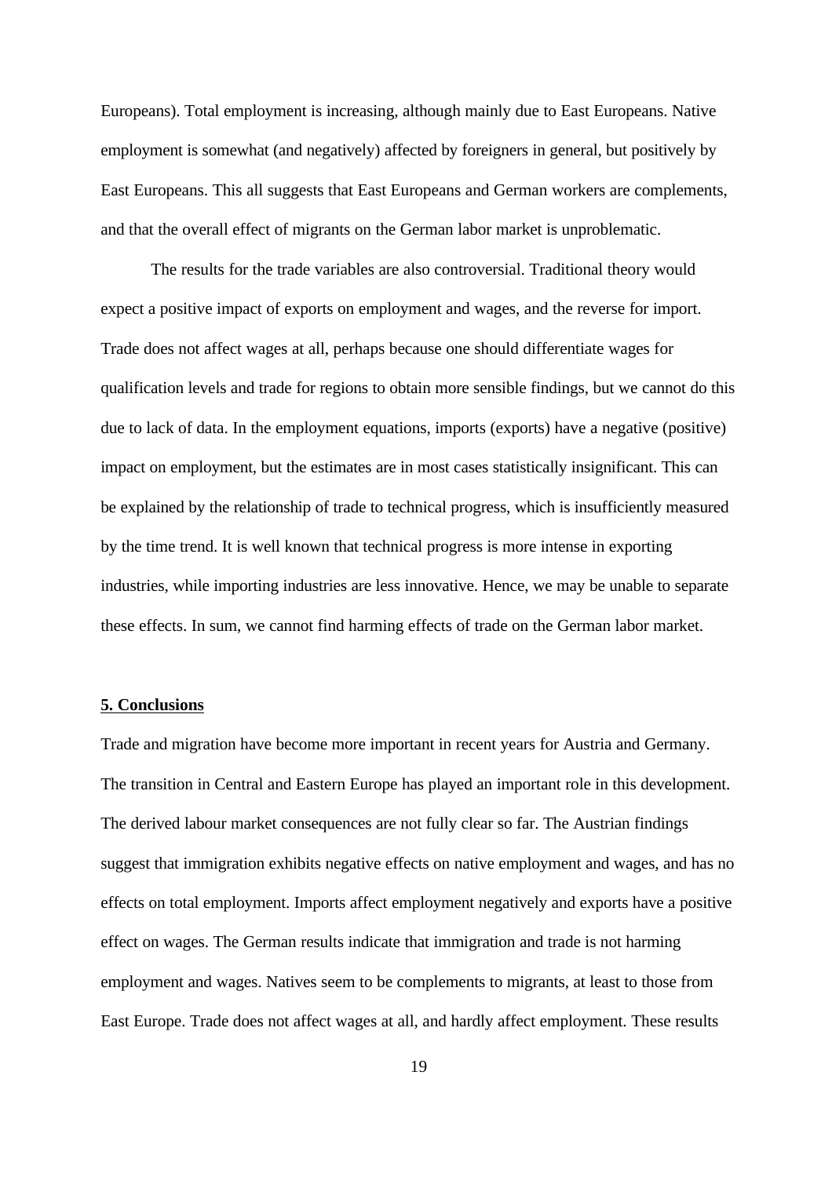Europeans). Total employment is increasing, although mainly due to East Europeans. Native employment is somewhat (and negatively) affected by foreigners in general, but positively by East Europeans. This all suggests that East Europeans and German workers are complements, and that the overall effect of migrants on the German labor market is unproblematic.

The results for the trade variables are also controversial. Traditional theory would expect a positive impact of exports on employment and wages, and the reverse for import. Trade does not affect wages at all, perhaps because one should differentiate wages for qualification levels and trade for regions to obtain more sensible findings, but we cannot do this due to lack of data. In the employment equations, imports (exports) have a negative (positive) impact on employment, but the estimates are in most cases statistically insignificant. This can be explained by the relationship of trade to technical progress, which is insufficiently measured by the time trend. It is well known that technical progress is more intense in exporting industries, while importing industries are less innovative. Hence, we may be unable to separate these effects. In sum, we cannot find harming effects of trade on the German labor market.

## 5. Conclusions

Trade and migration have become more important in recent years for Austria and Germany. The transition in Central and Eastern Europe has played an important role in this development. The derived labour market consequences are not fully clear so far. The Austrian findings suggest that immigration exhibits negative effects on native employment and wages, and has no effects on total employment. Imports affect employment negatively and exports have a positive effect on wages. The German results indicate that immigration and trade is not harming employment and wages. Natives seem to be complements to migrants, at least to those from East Europe. Trade does not affect wages at all, and hardly affect employment. These results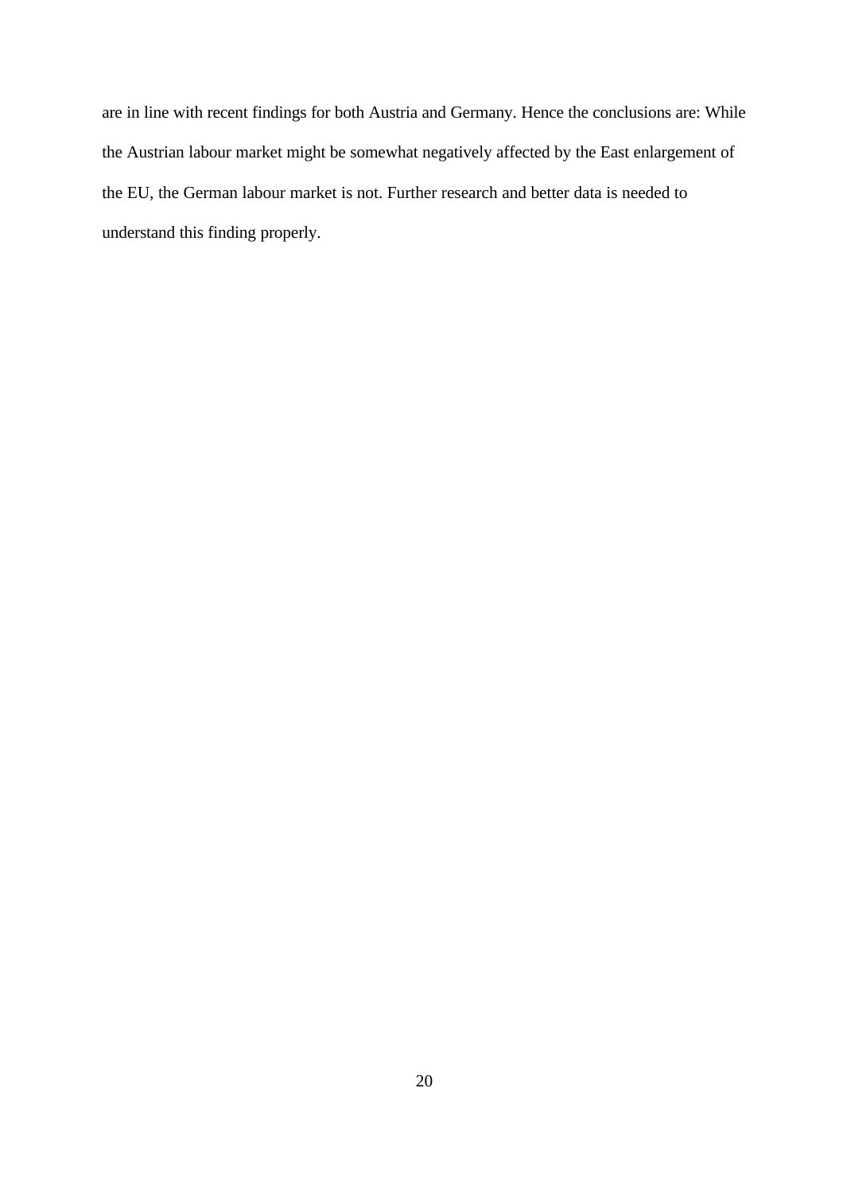are in line with recent findings for both Austria and Germany. Hence the conclusions are: While the Austrian labour market might be somewhat negatively affected by the East enlargement of the EU, the German labour market is not. Further research and better data is needed to understand this finding properly.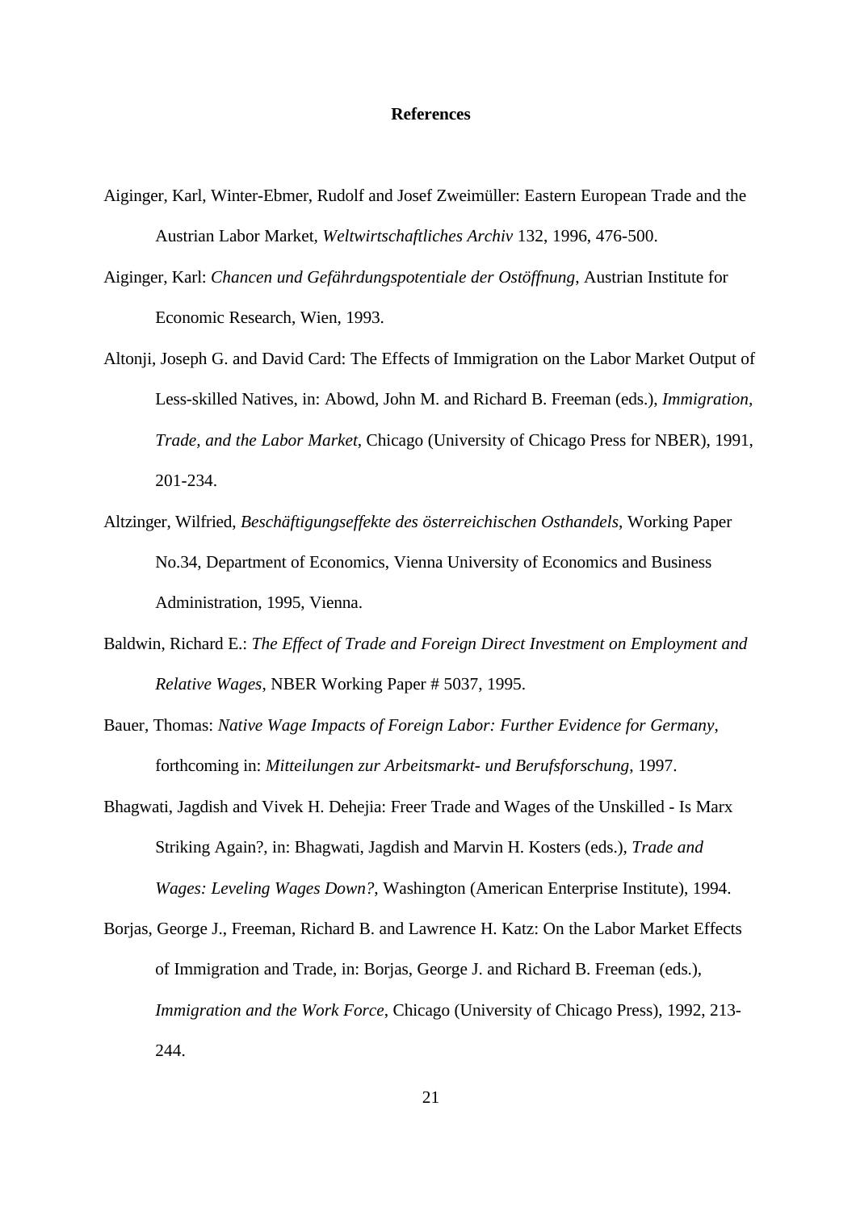# References

Aiginger, Karl, Winter-Ebmer, Rudolf and Josef Zweimüller: Eastern European Trade and the Austrian Labor Market, *Weltwirtschaftliches Archiv* 132, 1996, 476-500.

Aiginger, Karl: *Chancen und Gefährdungspotentiale der Ostöffnung*, Austrian Institute for Economic Research, Wien, 1993.

Altonji, Joseph G. and David Card: The Effects of Immigration on the Labor Market Output of Less-skilled Natives, in: Abowd, John M. and Richard B. Freeman (eds.), *Immigration, Trade, and the Labor Market*, Chicago (University of Chicago Press for NBER), 1991, 201-234.

Altzinger, Wilfried, *Beschäftigungseffekte des österreichischen Osthandels*, Working Paper No.34, Department of Economics, Vienna University of Economics and Business Administration, 1995, Vienna.

Baldwin, Richard E.: *The Effect of Trade and Foreign Direct Investment on Employment and Relative Wages*, NBER Working Paper # 5037, 1995.

Bauer, Thomas: *Native Wage Impacts of Foreign Labor: Further Evidence for Germany*, forthcoming in: *Mitteilungen zur Arbeitsmarkt- und Berufsforschung*, 1997.

Bhagwati, Jagdish and Vivek H. Dehejia: Freer Trade and Wages of the Unskilled - Is Marx Striking Again?, in: Bhagwati, Jagdish and Marvin H. Kosters (eds.), *Trade and Wages: Leveling Wages Down?*, Washington (American Enterprise Institute), 1994.

Borjas, George J., Freeman, Richard B. and Lawrence H. Katz: On the Labor Market Effects of Immigration and Trade, in: Borjas, George J. and Richard B. Freeman (eds.), *Immigration and the Work Force*, Chicago (University of Chicago Press), 1992, 213-244.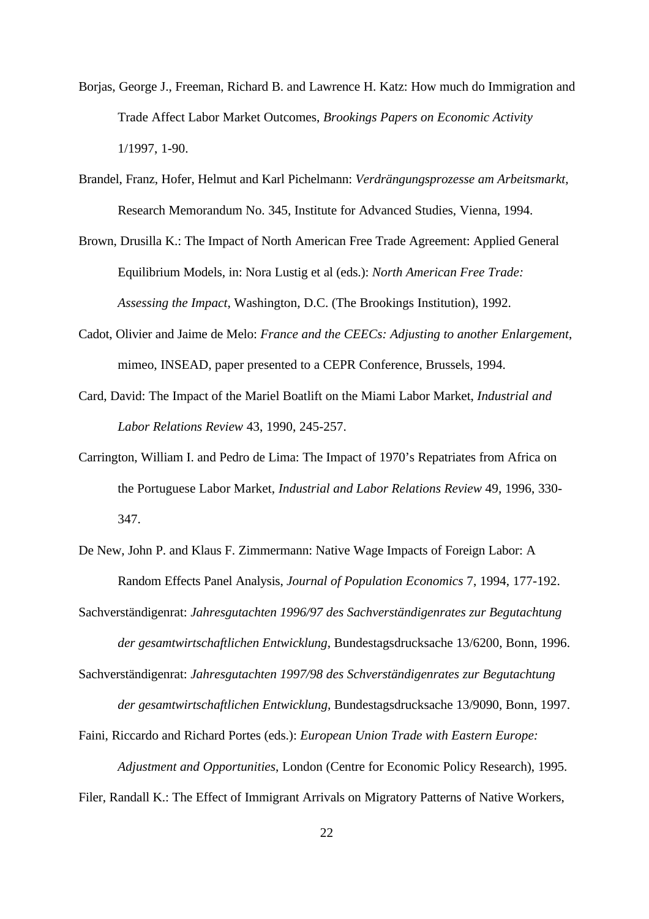Borjas, George J., Freeman, Richard B. and Lawrence H. Katz: How much do Immigration and Trade Affect Labor Market Outcomes, *Brookings Papers on Economic Activity* 1/1997, 1-90.

Brandel, Franz, Hofer, Helmut and Karl Pichelmann: *Verdrängungsprozesse am Arbeitsmarkt*, Research Memorandum No. 345, Institute for Advanced Studies, Vienna, 1994.

Brown, Drusilla K.: The Impact of North American Free Trade Agreement: Applied General Equilibrium Models, in: Nora Lustig et al (eds.): *North American Free Trade: Assessing the Impact*, Washington, D.C. (The Brookings Institution), 1992.

Cadot, Olivier and Jaime de Melo: *France and the CEECs: Adjusting to another Enlargement*, mimeo, INSEAD, paper presented to a CEPR Conference, Brussels, 1994.

Card, David: The Impact of the Mariel Boatlift on the Miami Labor Market, *Industrial and Labor Relations Review* 43, 1990, 245-257.

Carrington, William I. and Pedro de Lima: The Impact of 1970's Repatriates from Africa on the Portuguese Labor Market, *Industrial and Labor Relations Review* 49, 1996, 330-347.

De New, John P. and Klaus F. Zimmermann: Native Wage Impacts of Foreign Labor: A Random Effects Panel Analysis, *Journal of Population Economics* 7, 1994, 177-192.

Sachverständigenrat: *Jahresgutachten 1996/97 des Sachverständigenrates zur Begutachtung der gesamtwirtschaftlichen Entwicklung*, Bundestagsdrucksache 13/6200, Bonn, 1996.

Sachverständigenrat: *Jahresgutachten 1997/98 des Schverständigenrates zur Begutachtung der gesamtwirtschaftlichen Entwicklung*, Bundestagsdrucksache 13/9090, Bonn, 1997.

Faini, Riccardo and Richard Portes (eds.): *European Union Trade with Eastern Europe: Adjustment and Opportunities*, London (Centre for Economic Policy Research), 1995.

Filer, Randall K.: The Effect of Immigrant Arrivals on Migratory Patterns of Native Workers,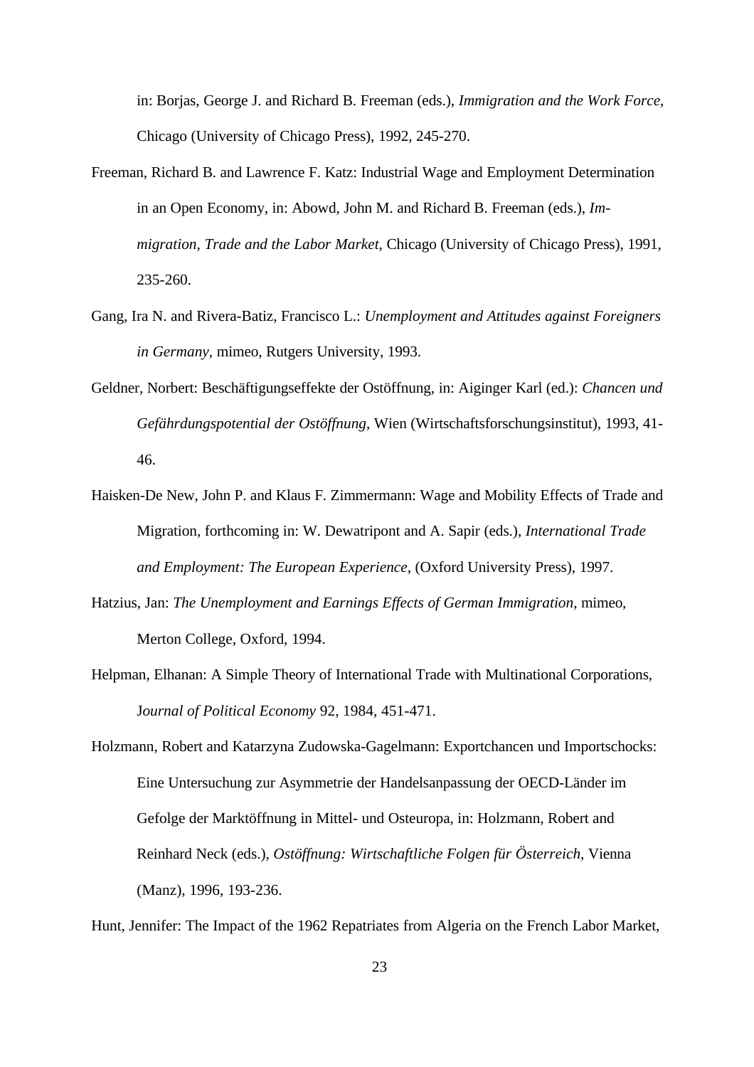in: Borjas, George J. and Richard B. Freeman (eds.), *Immigration and the Work Force*, Chicago (University of Chicago Press), 1992, 245-270.

Freeman, Richard B. and Lawrence F. Katz: Industrial Wage and Employment Determination in an Open Economy, in: Abowd, John M. and Richard B. Freeman (eds.), *Immigration, Trade and the Labor Market*, Chicago (University of Chicago Press), 1991, 235-260.

Gang, Ira N. and Rivera-Batiz, Francisco L.: *Unemployment and Attitudes against Foreigners in Germany*, mimeo, Rutgers University, 1993.

Geldner, Norbert: Beschäftigungseffekte der Ostöffnung, in: Aiginger Karl (ed.): *Chancen und Gefährdungspotential der Ostöffnung*, Wien (Wirtschaftsforschungsinstitut), 1993, 41-46.

Haisken-De New, John P. and Klaus F. Zimmermann: Wage and Mobility Effects of Trade and Migration, forthcoming in: W. Dewatripont and A. Sapir (eds.), *International Trade and Employment: The European Experience*, (Oxford University Press), 1997.

Hatzius, Jan: *The Unemployment and Earnings Effects of German Immigration*, mimeo, Merton College, Oxford, 1994.

Helpman, Elhanan: A Simple Theory of International Trade with Multinational Corporations, *Journal of Political Economy* 92, 1984, 451-471.

Holzmann, Robert and Katarzyna Zudowska-Gagelmann: Exportchancen und Importschocks: Eine Untersuchung zur Asymmetrie der Handelsanpassung der OECD-Länder im Gefolge der Marktöffnung in Mittel- und Osteuropa, in: Holzmann, Robert and Reinhard Neck (eds.), *Ostöffnung: Wirtschaftliche Folgen für Österreich*, Vienna (Manz), 1996, 193-236.

Hunt, Jennifer: The Impact of the 1962 Repatriates from Algeria on the French Labor Market,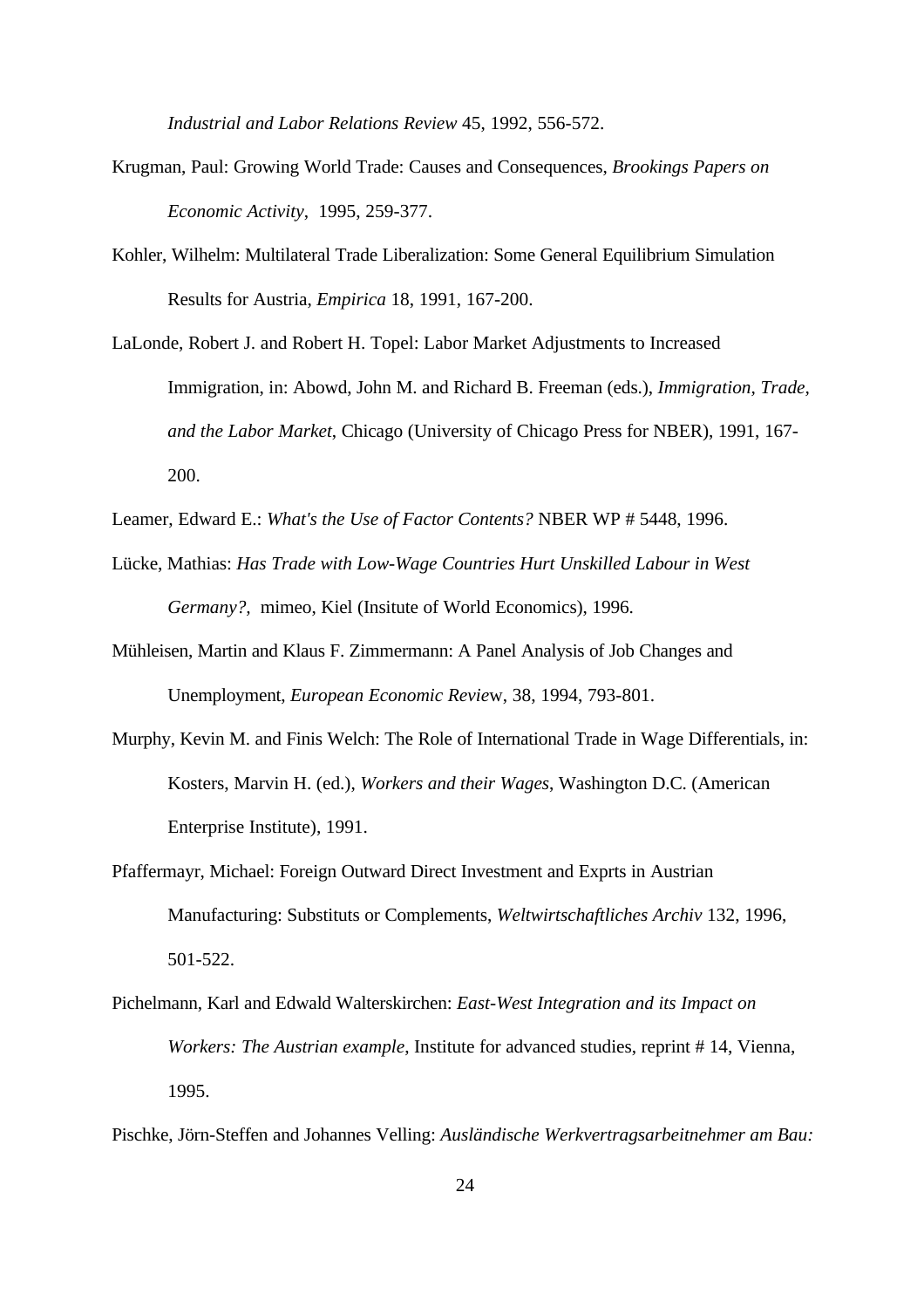*Industrial and Labor Relations Review* 45, 1992, 556-572.

Krugman, Paul: Growing World Trade: Causes and Consequences, *Brookings Papers on Economic Activity*, 1995, 259-377.

Kohler, Wilhelm: Multilateral Trade Liberalization: Some General Equilibrium Simulation Results for Austria, *Empirica* 18, 1991, 167-200.

LaLonde, Robert J. and Robert H. Topel: Labor Market Adjustments to Increased Immigration, in: Abowd, John M. and Richard B. Freeman (eds.), *Immigration, Trade, and the Labor Market*, Chicago (University of Chicago Press for NBER), 1991, 167-200.

Leamer, Edward E.: *What's the Use of Factor Contents?* NBER WP # 5448, 1996.

Lücke, Mathias: *Has Trade with Low-Wage Countries Hurt Unskilled Labour in West Germany?*, mimeo, Kiel (Insitute of World Economics), 1996.

Mühleisen, Martin and Klaus F. Zimmermann: A Panel Analysis of Job Changes and Unemployment, *European Economic Review*, 38, 1994, 793-801.

Murphy, Kevin M. and Finis Welch: The Role of International Trade in Wage Differentials, in: Kosters, Marvin H. (ed.), *Workers and their Wages*, Washington D.C. (American Enterprise Institute), 1991.

Pfaffermayr, Michael: Foreign Outward Direct Investment and Exprts in Austrian Manufacturing: Substituts or Complements, *Weltwirtschaftliches Archiv* 132, 1996, 501-522.

Pichelmann, Karl and Edwald Walterskirchen: *East-West Integration and its Impact on Workers: The Austrian example*, Institute for advanced studies, reprint # 14, Vienna, 1995.

Pischke, Jörn-Steffen and Johannes Velling: *Ausländische Werkvertragsarbeitnehmer am Bau:*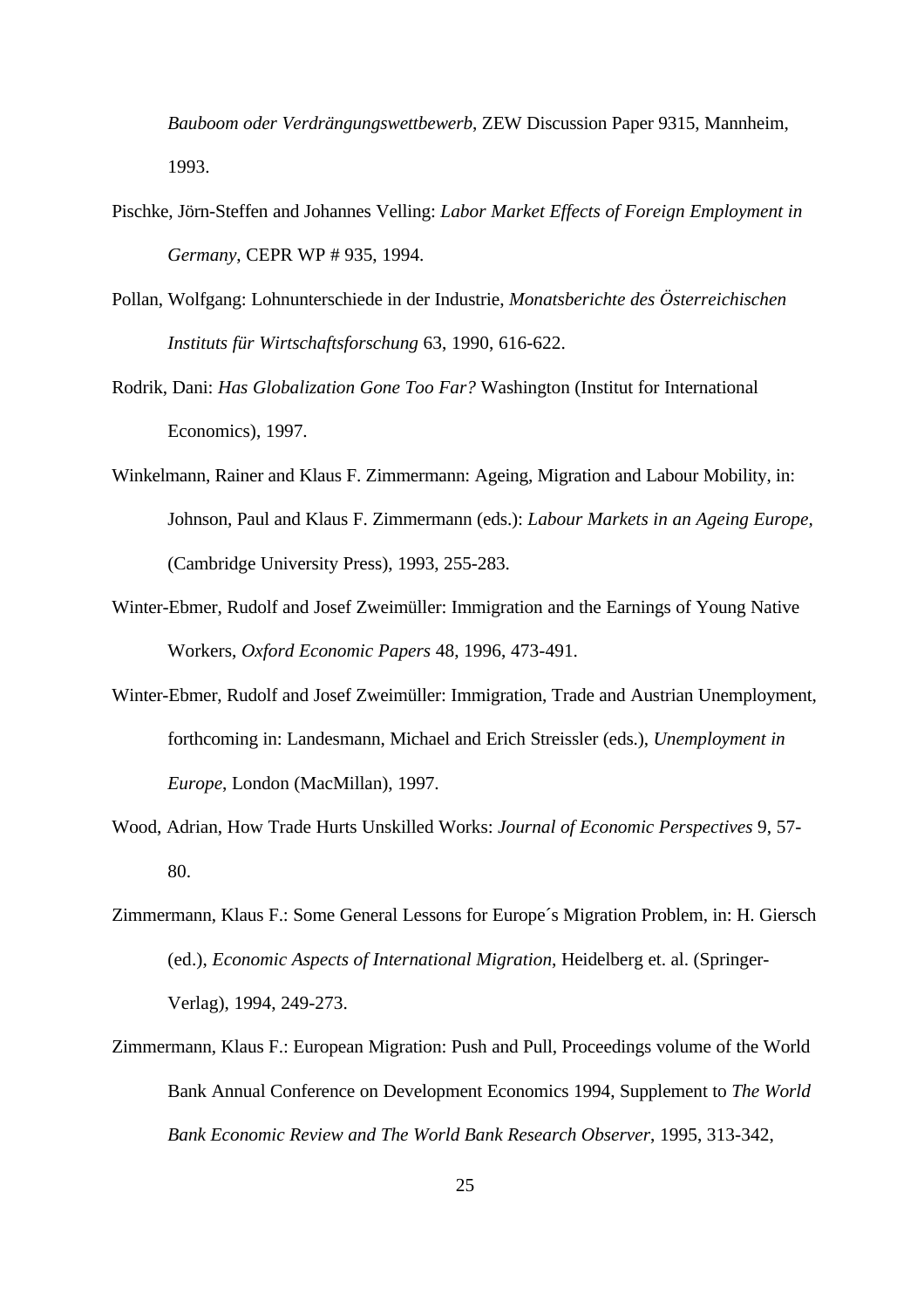*Bauboom oder Verdrängungswettbewerb*, ZEW Discussion Paper 9315, Mannheim, 1993.

Pischke, Jörn-Steffen and Johannes Velling: *Labor Market Effects of Foreign Employment in Germany*, CEPR WP # 935, 1994.

Pollan, Wolfgang: Lohnunterschiede in der Industrie, *Monatsberichte des Österreichischen Instituts für Wirtschaftsforschung* 63, 1990, 616-622.

Rodrik, Dani: *Has Globalization Gone Too Far?* Washington (Institut for International Economics), 1997.

Winkelmann, Rainer and Klaus F. Zimmermann: Ageing, Migration and Labour Mobility, in: Johnson, Paul and Klaus F. Zimmermann (eds.): *Labour Markets in an Ageing Europe*, (Cambridge University Press), 1993, 255-283.

Winter-Ebmer, Rudolf and Josef Zweimüller: Immigration and the Earnings of Young Native Workers, *Oxford Economic Papers* 48, 1996, 473-491.

Winter-Ebmer, Rudolf and Josef Zweimüller: Immigration, Trade and Austrian Unemployment, forthcoming in: Landesmann, Michael and Erich Streissler (eds.), *Unemployment in Europe*, London (MacMillan), 1997.

Wood, Adrian, How Trade Hurts Unskilled Works: *Journal of Economic Perspectives* 9, 57-80.

Zimmermann, Klaus F.: Some General Lessons for Europe´s Migration Problem, in: H. Giersch (ed.), *Economic Aspects of International Migration*, Heidelberg et. al. (Springer-Verlag), 1994, 249-273.

Zimmermann, Klaus F.: European Migration: Push and Pull, Proceedings volume of the World Bank Annual Conference on Development Economics 1994, Supplement to *The World Bank Economic Review and The World Bank Research Observer*, 1995, 313-342,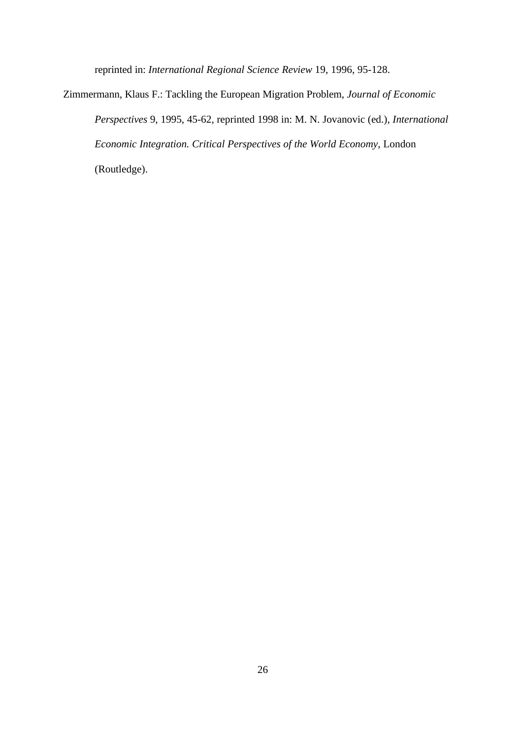reprinted in: *International Regional Science Review* 19, 1996, 95-128.

Zimmermann, Klaus F.: Tackling the European Migration Problem, *Journal of Economic Perspectives* 9, 1995, 45-62, reprinted 1998 in: M. N. Jovanovic (ed.), *International Economic Integration. Critical Perspectives of the World Economy*, London (Routledge).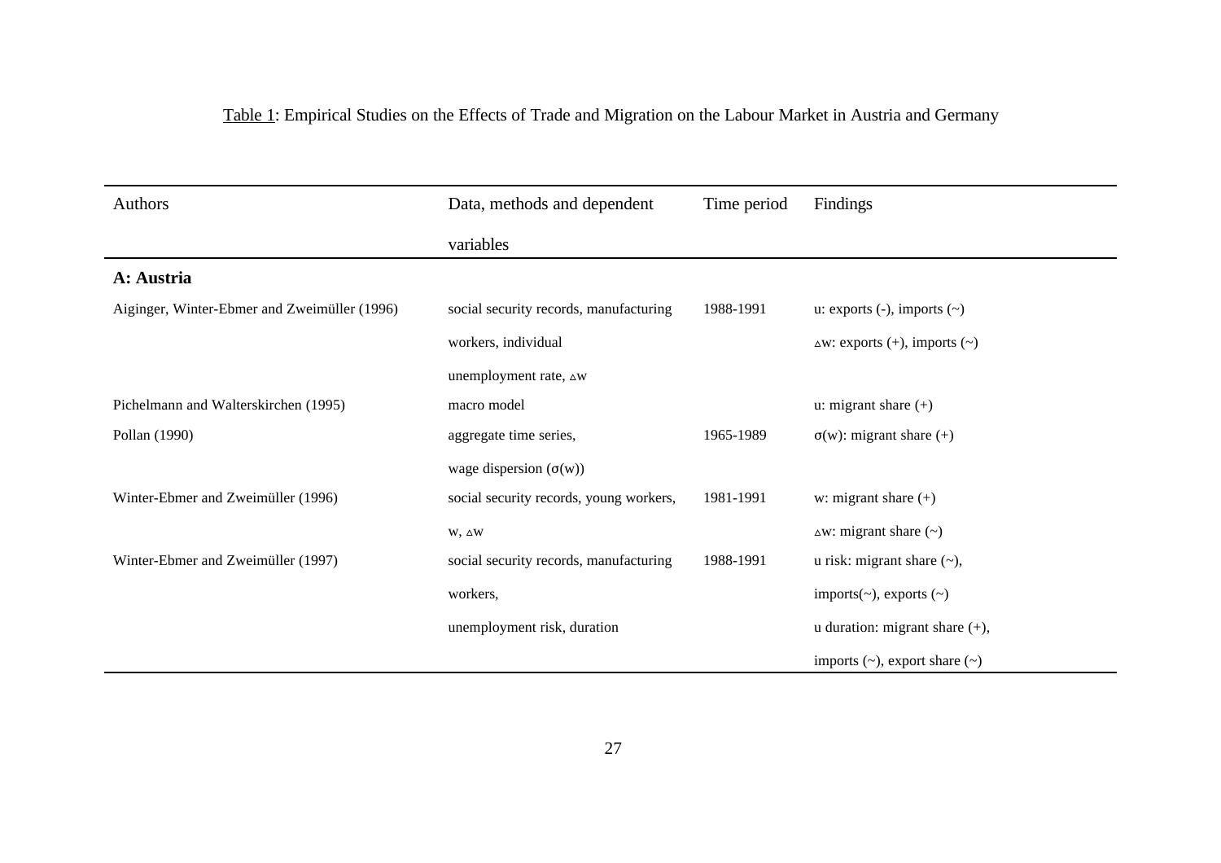Table 1: Empirical Studies on the Effects of Trade and Migration on the Labour Market in Austria and Germany

| Authors | Data, methods and dependent variables | Time period | Findings |
| --- | --- | --- | --- |
| **A: Austria** | | | |
| Aiginger, Winter-Ebmer and Zweimüller (1996) | social security records, manufacturing workers, individual unemployment rate, $\Delta w$ | 1988-1991 | u: exports (-), imports (~)<br>$\Delta w$: exports (+), imports (~) |
| Pichelmann and Walterskirchen (1995) | macro model | | u: migrant share (+) |
| Pollan (1990) | aggregate time series, wage dispersion ($\sigma(w)$) | 1965-1989 | $\sigma(w)$: migrant share (+) |
| Winter-Ebmer and Zweimüller (1996) | social security records, young workers, w, $\Delta w$ | 1981-1991 | w: migrant share (+)<br>$\Delta w$: migrant share (~) |
| Winter-Ebmer and Zweimüller (1997) | social security records, manufacturing workers, unemployment risk, duration | 1988-1991 | u risk: migrant share (~), imports(~), exports (~)<br>u duration: migrant share (+), imports (~), export share (~) |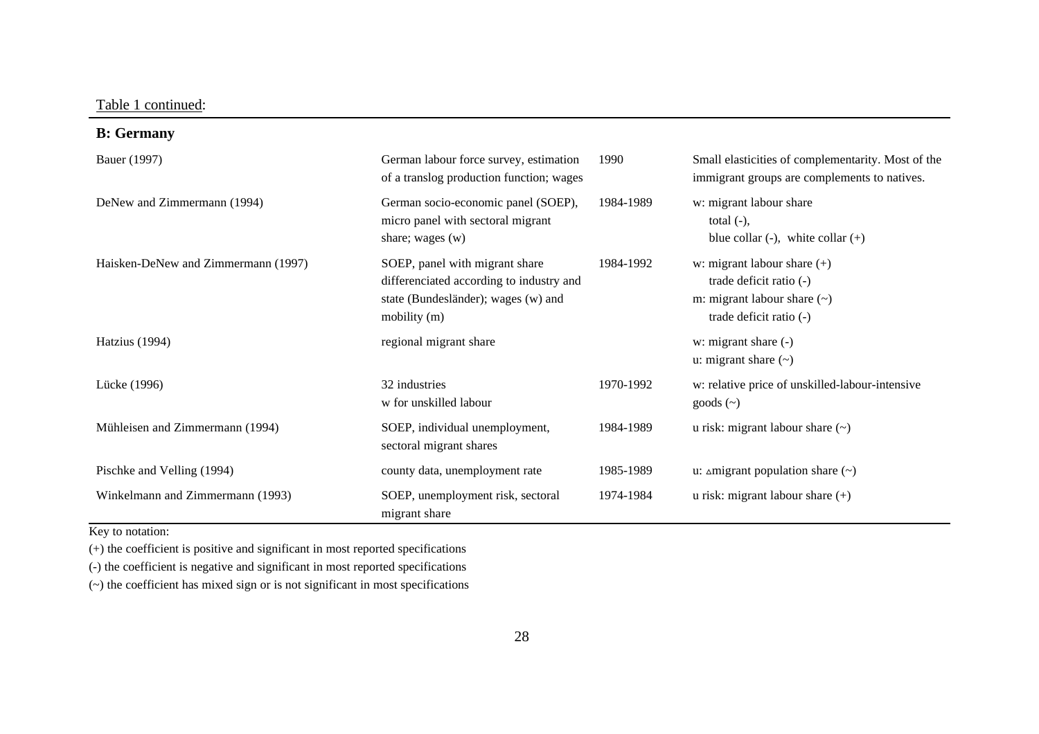Table 1 continued:

**B: Germany**

| | | | |
|---|---|---|---|
| Bauer (1997) | German labour force survey, estimation of a translog production function; wages | 1990 | Small elasticities of complementarity. Most of the immigrant groups are complements to natives. |
| DeNew and Zimmermann (1994) | German socio-economic panel (SOEP), micro panel with sectoral migrant share; wages (w) | 1984-1989 | w: migrant labour share<br>total (-),<br>blue collar (-), white collar (+) |
| Haisken-DeNew and Zimmermann (1997) | SOEP, panel with migrant share differenciated according to industry and state (Bundesländer); wages (w) and mobility (m) | 1984-1992 | w: migrant labour share (+)<br>trade deficit ratio (-)<br>m: migrant labour share (~)<br>trade deficit ratio (-) |
| Hatzius (1994) | regional migrant share | | w: migrant share (-)<br>u: migrant share (~) |
| Lücke (1996) | 32 industries<br>w for unskilled labour | 1970-1992 | w: relative price of unskilled-labour-intensive goods (~) |
| Mühleisen and Zimmermann (1994) | SOEP, individual unemployment, sectoral migrant shares | 1984-1989 | u risk: migrant labour share (~) |
| Pischke and Velling (1994) | county data, unemployment rate | 1985-1989 | u: $\Delta$migrant population share (~) |
| Winkelmann and Zimmermann (1993) | SOEP, unemployment risk, sectoral migrant share | 1974-1984 | u risk: migrant labour share (+) |

Key to notation:

(+) the coefficient is positive and significant in most reported specifications

(-) the coefficient is negative and significant in most reported specifications

(~) the coefficient has mixed sign or is not significant in most specifications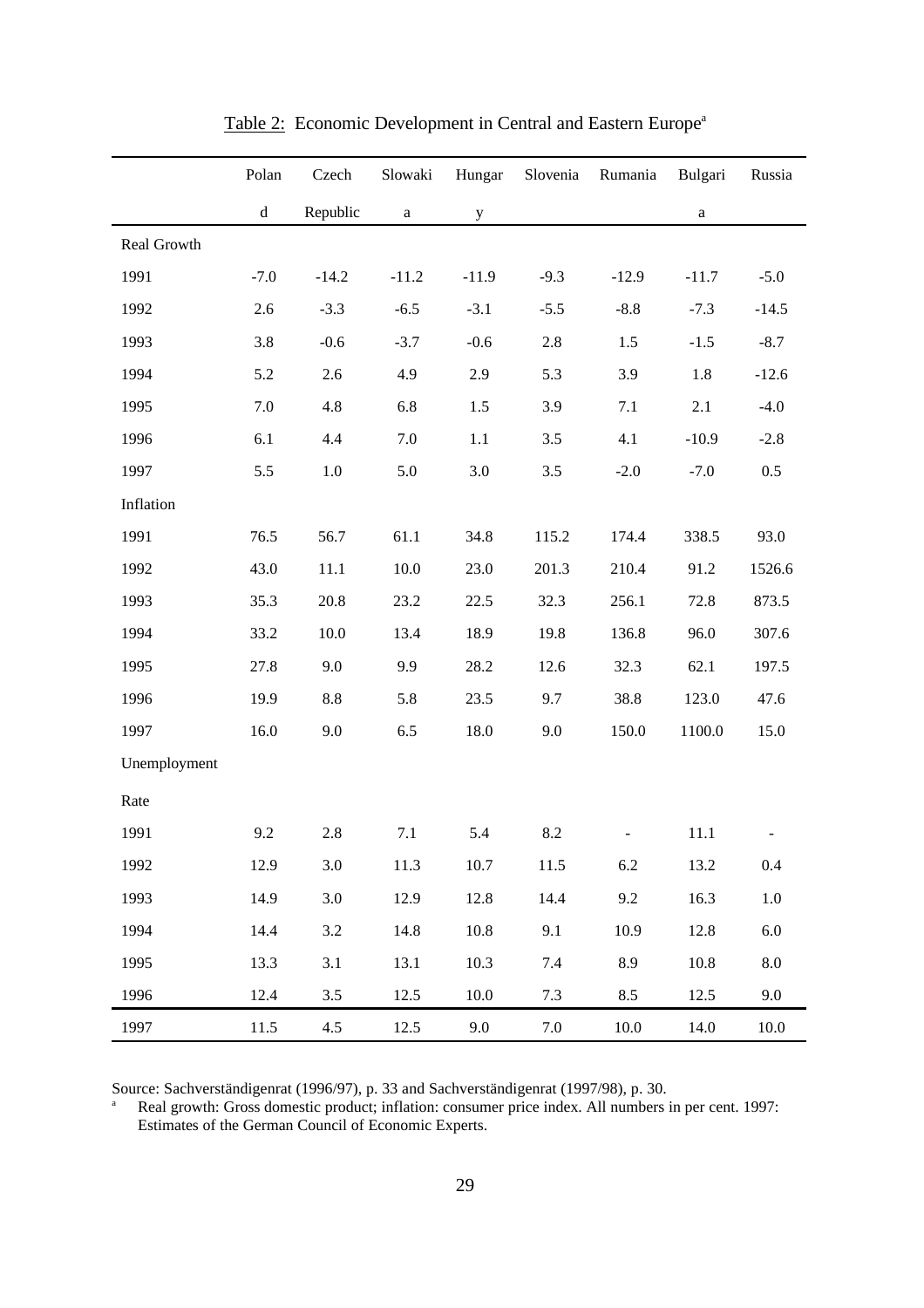Table 2: Economic Development in Central and Eastern Europe[a]

| | Poland | Czech Republic | Slowakia | Hungary | Slovenia | Rumania | Bulgaria | Russia |
|---|---|---|---|---|---|---|---|---|
| Real Growth | | | | | | | | |
| 1991 | -7.0 | -14.2 | -11.2 | -11.9 | -9.3 | -12.9 | -11.7 | -5.0 |
| 1992 | 2.6 | -3.3 | -6.5 | -3.1 | -5.5 | -8.8 | -7.3 | -14.5 |
| 1993 | 3.8 | -0.6 | -3.7 | -0.6 | 2.8 | 1.5 | -1.5 | -8.7 |
| 1994 | 5.2 | 2.6 | 4.9 | 2.9 | 5.3 | 3.9 | 1.8 | -12.6 |
| 1995 | 7.0 | 4.8 | 6.8 | 1.5 | 3.9 | 7.1 | 2.1 | -4.0 |
| 1996 | 6.1 | 4.4 | 7.0 | 1.1 | 3.5 | 4.1 | -10.9 | -2.8 |
| 1997 | 5.5 | 1.0 | 5.0 | 3.0 | 3.5 | -2.0 | -7.0 | 0.5 |
| Inflation | | | | | | | | |
| 1991 | 76.5 | 56.7 | 61.1 | 34.8 | 115.2 | 174.4 | 338.5 | 93.0 |
| 1992 | 43.0 | 11.1 | 10.0 | 23.0 | 201.3 | 210.4 | 91.2 | 1526.6 |
| 1993 | 35.3 | 20.8 | 23.2 | 22.5 | 32.3 | 256.1 | 72.8 | 873.5 |
| 1994 | 33.2 | 10.0 | 13.4 | 18.9 | 19.8 | 136.8 | 96.0 | 307.6 |
| 1995 | 27.8 | 9.0 | 9.9 | 28.2 | 12.6 | 32.3 | 62.1 | 197.5 |
| 1996 | 19.9 | 8.8 | 5.8 | 23.5 | 9.7 | 38.8 | 123.0 | 47.6 |
| 1997 | 16.0 | 9.0 | 6.5 | 18.0 | 9.0 | 150.0 | 1100.0 | 15.0 |
| Unemployment Rate | | | | | | | | |
| 1991 | 9.2 | 2.8 | 7.1 | 5.4 | 8.2 | - | 11.1 | - |
| 1992 | 12.9 | 3.0 | 11.3 | 10.7 | 11.5 | 6.2 | 13.2 | 0.4 |
| 1993 | 14.9 | 3.0 | 12.9 | 12.8 | 14.4 | 9.2 | 16.3 | 1.0 |
| 1994 | 14.4 | 3.2 | 14.8 | 10.8 | 9.1 | 10.9 | 12.8 | 6.0 |
| 1995 | 13.3 | 3.1 | 13.1 | 10.3 | 7.4 | 8.9 | 10.8 | 8.0 |
| 1996 | 12.4 | 3.5 | 12.5 | 10.0 | 7.3 | 8.5 | 12.5 | 9.0 |
| 1997 | 11.5 | 4.5 | 12.5 | 9.0 | 7.0 | 10.0 | 14.0 | 10.0 |

Source: Sachverständigenrat (1996/97), p. 33 and Sachverständigenrat (1997/98), p. 30.

[a] Real growth: Gross domestic product; inflation: consumer price index. All numbers in per cent. 1997: Estimates of the German Council of Economic Experts.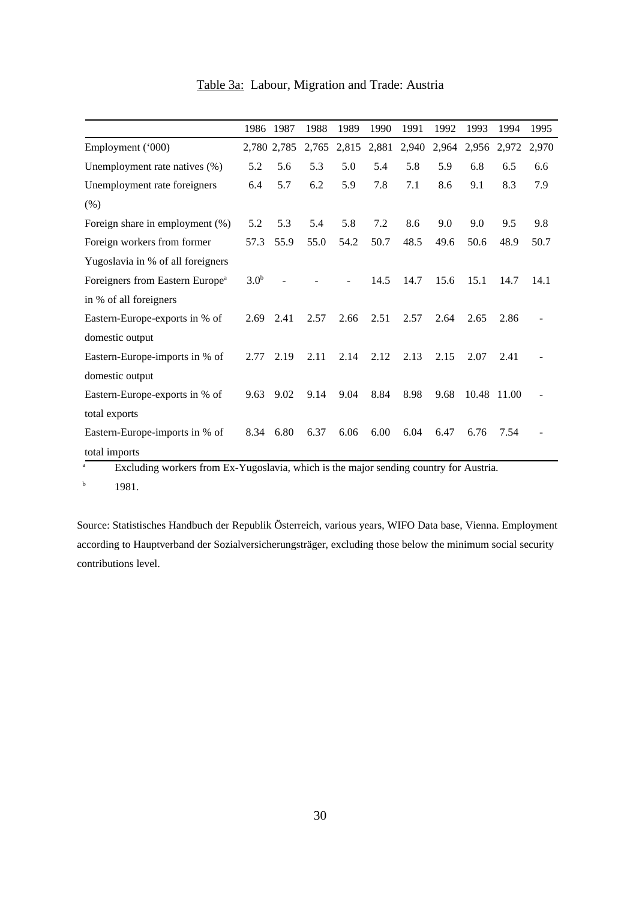Table 3a: Labour, Migration and Trade: Austria

| | 1986 | 1987 | 1988 | 1989 | 1990 | 1991 | 1992 | 1993 | 1994 | 1995 |
|---|---|---|---|---|---|---|---|---|---|---|
| Employment ('000) | 2,780 | 2,785 | 2,765 | 2,815 | 2,881 | 2,940 | 2,964 | 2,956 | 2,972 | 2,970 |
| Unemployment rate natives (%) | 5.2 | 5.6 | 5.3 | 5.0 | 5.4 | 5.8 | 5.9 | 6.8 | 6.5 | 6.6 |
| Unemployment rate foreigners (%) | 6.4 | 5.7 | 6.2 | 5.9 | 7.8 | 7.1 | 8.6 | 9.1 | 8.3 | 7.9 |
| Foreign share in employment (%) | 5.2 | 5.3 | 5.4 | 5.8 | 7.2 | 8.6 | 9.0 | 9.0 | 9.5 | 9.8 |
| Foreign workers from former Yugoslavia in % of all foreigners | 57.3 | 55.9 | 55.0 | 54.2 | 50.7 | 48.5 | 49.6 | 50.6 | 48.9 | 50.7 |
| Foreigners from Eastern Europe[a] in % of all foreigners | 3.0[b] | - | - | - | 14.5 | 14.7 | 15.6 | 15.1 | 14.7 | 14.1 |
| Eastern-Europe-exports in % of domestic output | 2.69 | 2.41 | 2.57 | 2.66 | 2.51 | 2.57 | 2.64 | 2.65 | 2.86 | - |
| Eastern-Europe-imports in % of domestic output | 2.77 | 2.19 | 2.11 | 2.14 | 2.12 | 2.13 | 2.15 | 2.07 | 2.41 | - |
| Eastern-Europe-exports in % of total exports | 9.63 | 9.02 | 9.14 | 9.04 | 8.84 | 8.98 | 9.68 | 10.48 | 11.00 | - |
| Eastern-Europe-imports in % of total imports | 8.34 | 6.80 | 6.37 | 6.06 | 6.00 | 6.04 | 6.47 | 6.76 | 7.54 | - |

[a] Excluding workers from Ex-Yugoslavia, which is the major sending country for Austria.

[b] 1981.

Source: Statistisches Handbuch der Republik Österreich, various years, WIFO Data base, Vienna. Employment according to Hauptverband der Sozialversicherungsträger, excluding those below the minimum social security contributions level.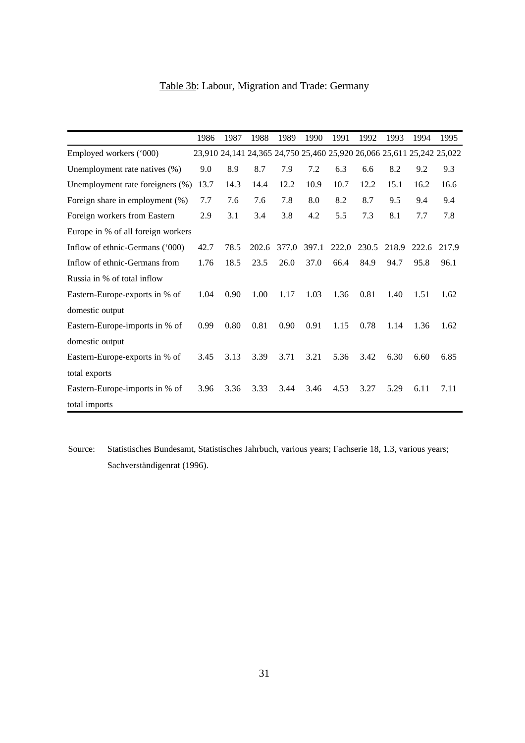Table 3b: Labour, Migration and Trade: Germany

|  | 1986 | 1987 | 1988 | 1989 | 1990 | 1991 | 1992 | 1993 | 1994 | 1995 |
|---|---|---|---|---|---|---|---|---|---|---|
| Employed workers ('000) | 23,910 | 24,141 | 24,365 | 24,750 | 25,460 | 25,920 | 26,066 | 25,611 | 25,242 | 25,022 |
| Unemployment rate natives (%) | 9.0 | 8.9 | 8.7 | 7.9 | 7.2 | 6.3 | 6.6 | 8.2 | 9.2 | 9.3 |
| Unemployment rate foreigners (%) | 13.7 | 14.3 | 14.4 | 12.2 | 10.9 | 10.7 | 12.2 | 15.1 | 16.2 | 16.6 |
| Foreign share in employment (%) | 7.7 | 7.6 | 7.6 | 7.8 | 8.0 | 8.2 | 8.7 | 9.5 | 9.4 | 9.4 |
| Foreign workers from Eastern Europe in % of all foreign workers | 2.9 | 3.1 | 3.4 | 3.8 | 4.2 | 5.5 | 7.3 | 8.1 | 7.7 | 7.8 |
| Inflow of ethnic-Germans ('000) | 42.7 | 78.5 | 202.6 | 377.0 | 397.1 | 222.0 | 230.5 | 218.9 | 222.6 | 217.9 |
| Inflow of ethnic-Germans from Russia in % of total inflow | 1.76 | 18.5 | 23.5 | 26.0 | 37.0 | 66.4 | 84.9 | 94.7 | 95.8 | 96.1 |
| Eastern-Europe-exports in % of domestic output | 1.04 | 0.90 | 1.00 | 1.17 | 1.03 | 1.36 | 0.81 | 1.40 | 1.51 | 1.62 |
| Eastern-Europe-imports in % of domestic output | 0.99 | 0.80 | 0.81 | 0.90 | 0.91 | 1.15 | 0.78 | 1.14 | 1.36 | 1.62 |
| Eastern-Europe-exports in % of total exports | 3.45 | 3.13 | 3.39 | 3.71 | 3.21 | 5.36 | 3.42 | 6.30 | 6.60 | 6.85 |
| Eastern-Europe-imports in % of total imports | 3.96 | 3.36 | 3.33 | 3.44 | 3.46 | 4.53 | 3.27 | 5.29 | 6.11 | 7.11 |

Source: Statistisches Bundesamt, Statistisches Jahrbuch, various years; Fachserie 18, 1.3, various years; Sachverständigenrat (1996).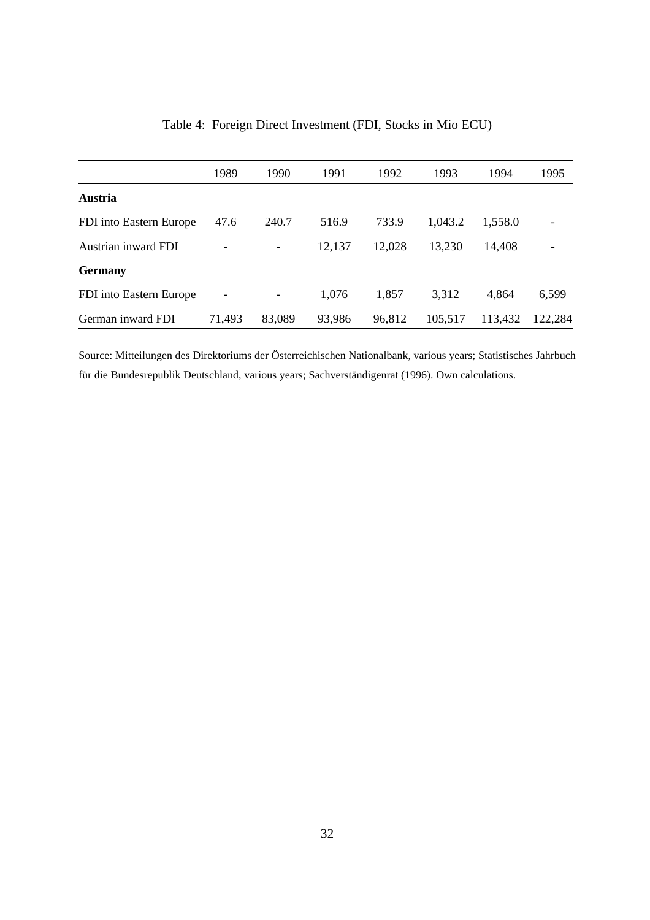Table 4: Foreign Direct Investment (FDI, Stocks in Mio ECU)

| | 1989 | 1990 | 1991 | 1992 | 1993 | 1994 | 1995 |
|---|---|---|---|---|---|---|---|
| **Austria** | | | | | | | |
| FDI into Eastern Europe | 47.6 | 240.7 | 516.9 | 733.9 | 1,043.2 | 1,558.0 | - |
| Austrian inward FDI | - | - | 12,137 | 12,028 | 13,230 | 14,408 | - |
| **Germany** | | | | | | | |
| FDI into Eastern Europe | - | - | 1,076 | 1,857 | 3,312 | 4,864 | 6,599 |
| German inward FDI | 71,493 | 83,089 | 93,986 | 96,812 | 105,517 | 113,432 | 122,284 |

Source: Mitteilungen des Direktoriums der Österreichischen Nationalbank, various years; Statistisches Jahrbuch für die Bundesrepublik Deutschland, various years; Sachverständigenrat (1996). Own calculations.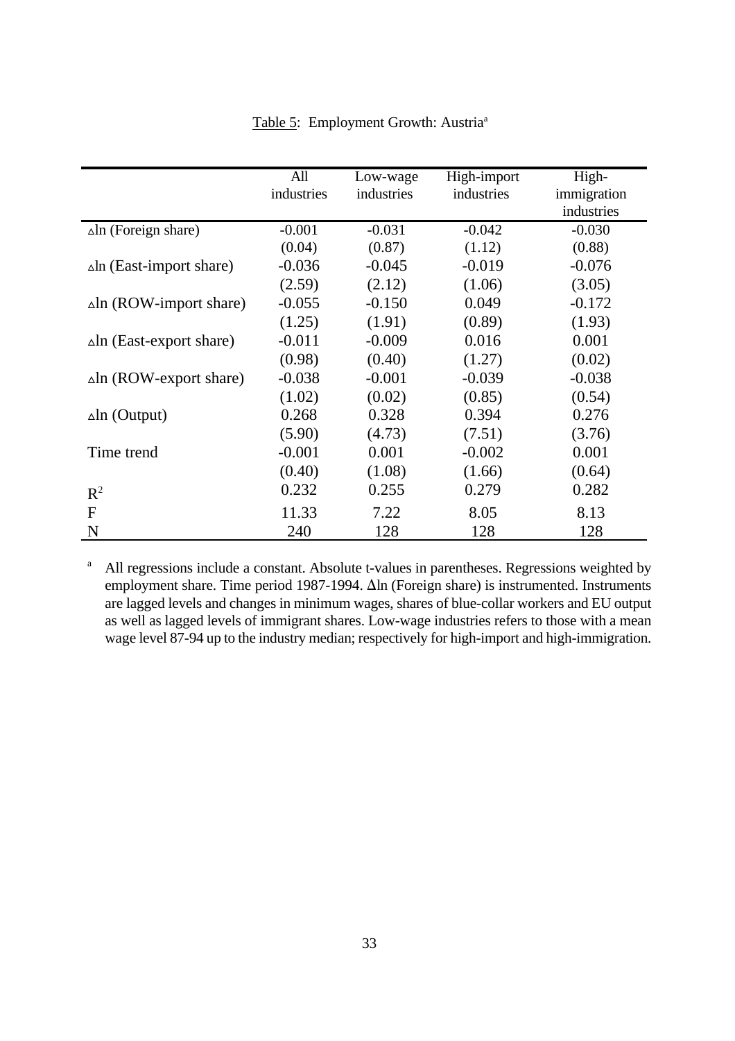Table 5: Employment Growth: Austria[a]

| | All industries | Low-wage industries | High-import industries | High-immigration industries |
|---|---|---|---|---|
| Δln (Foreign share) | -0.001 | -0.031 | -0.042 | -0.030 |
| | (0.04) | (0.87) | (1.12) | (0.88) |
| Δln (East-import share) | -0.036 | -0.045 | -0.019 | -0.076 |
| | (2.59) | (2.12) | (1.06) | (3.05) |
| Δln (ROW-import share) | -0.055 | -0.150 | 0.049 | -0.172 |
| | (1.25) | (1.91) | (0.89) | (1.93) |
| Δln (East-export share) | -0.011 | -0.009 | 0.016 | 0.001 |
| | (0.98) | (0.40) | (1.27) | (0.02) |
| Δln (ROW-export share) | -0.038 | -0.001 | -0.039 | -0.038 |
| | (1.02) | (0.02) | (0.85) | (0.54) |
| Δln (Output) | 0.268 | 0.328 | 0.394 | 0.276 |
| | (5.90) | (4.73) | (7.51) | (3.76) |
| Time trend | -0.001 | 0.001 | -0.002 | 0.001 |
| | (0.40) | (1.08) | (1.66) | (0.64) |
| $R^2$ | 0.232 | 0.255 | 0.279 | 0.282 |
| F | 11.33 | 7.22 | 8.05 | 8.13 |
| N | 240 | 128 | 128 | 128 |

[a] All regressions include a constant. Absolute t-values in parentheses. Regressions weighted by employment share. Time period 1987-1994. Δln (Foreign share) is instrumented. Instruments are lagged levels and changes in minimum wages, shares of blue-collar workers and EU output as well as lagged levels of immigrant shares. Low-wage industries refers to those with a mean wage level 87-94 up to the industry median; respectively for high-import and high-immigration.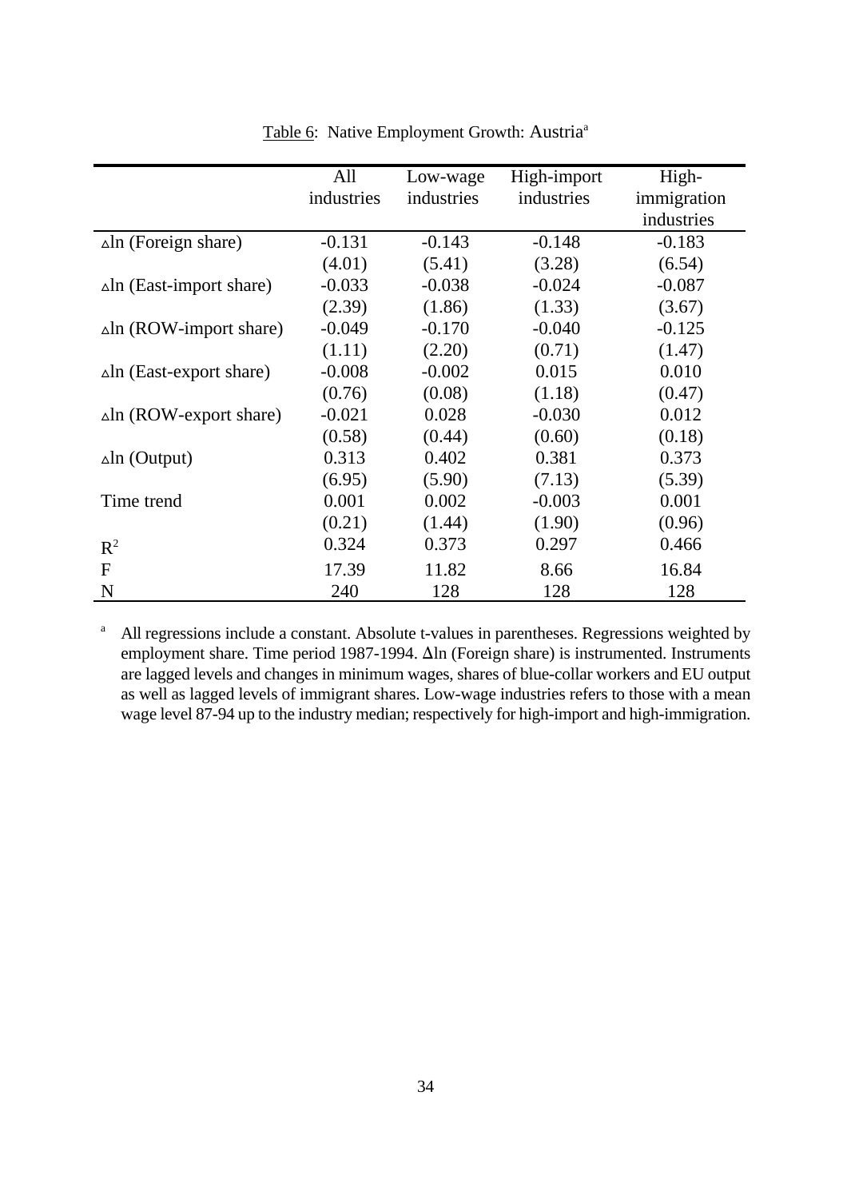Table 6: Native Employment Growth: Austria[a]

| | All industries | Low-wage industries | High-import industries | High-immigration industries |
|---|---|---|---|---|
| $\Delta$ln (Foreign share) | -0.131 | -0.143 | -0.148 | -0.183 |
| | (4.01) | (5.41) | (3.28) | (6.54) |
| $\Delta$ln (East-import share) | -0.033 | -0.038 | -0.024 | -0.087 |
| | (2.39) | (1.86) | (1.33) | (3.67) |
| $\Delta$ln (ROW-import share) | -0.049 | -0.170 | -0.040 | -0.125 |
| | (1.11) | (2.20) | (0.71) | (1.47) |
| $\Delta$ln (East-export share) | -0.008 | -0.002 | 0.015 | 0.010 |
| | (0.76) | (0.08) | (1.18) | (0.47) |
| $\Delta$ln (ROW-export share) | -0.021 | 0.028 | -0.030 | 0.012 |
| | (0.58) | (0.44) | (0.60) | (0.18) |
| $\Delta$ln (Output) | 0.313 | 0.402 | 0.381 | 0.373 |
| | (6.95) | (5.90) | (7.13) | (5.39) |
| Time trend | 0.001 | 0.002 | -0.003 | 0.001 |
| | (0.21) | (1.44) | (1.90) | (0.96) |
| $R^2$ | 0.324 | 0.373 | 0.297 | 0.466 |
| F | 17.39 | 11.82 | 8.66 | 16.84 |
| N | 240 | 128 | 128 | 128 |

[a] All regressions include a constant. Absolute t-values in parentheses. Regressions weighted by employment share. Time period 1987-1994. $\Delta$ln (Foreign share) is instrumented. Instruments are lagged levels and changes in minimum wages, shares of blue-collar workers and EU output as well as lagged levels of immigrant shares. Low-wage industries refers to those with a mean wage level 87-94 up to the industry median; respectively for high-import and high-immigration.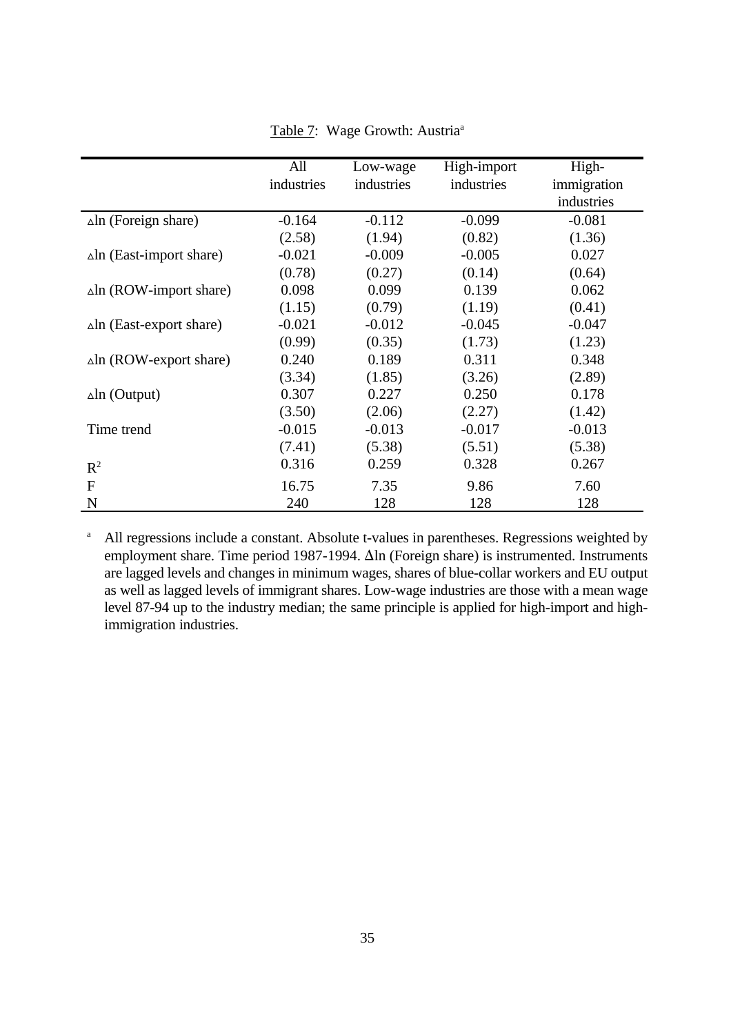Table 7: Wage Growth: Austria[a]

| | All industries | Low-wage industries | High-import industries | High-immigration industries |
|---|---|---|---|---|
| $\Delta$ln (Foreign share) | -0.164 | -0.112 | -0.099 | -0.081 |
| | (2.58) | (1.94) | (0.82) | (1.36) |
| $\Delta$ln (East-import share) | -0.021 | -0.009 | -0.005 | 0.027 |
| | (0.78) | (0.27) | (0.14) | (0.64) |
| $\Delta$ln (ROW-import share) | 0.098 | 0.099 | 0.139 | 0.062 |
| | (1.15) | (0.79) | (1.19) | (0.41) |
| $\Delta$ln (East-export share) | -0.021 | -0.012 | -0.045 | -0.047 |
| | (0.99) | (0.35) | (1.73) | (1.23) |
| $\Delta$ln (ROW-export share) | 0.240 | 0.189 | 0.311 | 0.348 |
| | (3.34) | (1.85) | (3.26) | (2.89) |
| $\Delta$ln (Output) | 0.307 | 0.227 | 0.250 | 0.178 |
| | (3.50) | (2.06) | (2.27) | (1.42) |
| Time trend | -0.015 | -0.013 | -0.017 | -0.013 |
| | (7.41) | (5.38) | (5.51) | (5.38) |
| $R^2$ | 0.316 | 0.259 | 0.328 | 0.267 |
| F | 16.75 | 7.35 | 9.86 | 7.60 |
| N | 240 | 128 | 128 | 128 |

[a] All regressions include a constant. Absolute t-values in parentheses. Regressions weighted by employment share. Time period 1987-1994. $\Delta$ln (Foreign share) is instrumented. Instruments are lagged levels and changes in minimum wages, shares of blue-collar workers and EU output as well as lagged levels of immigrant shares. Low-wage industries are those with a mean wage level 87-94 up to the industry median; the same principle is applied for high-import and high-immigration industries.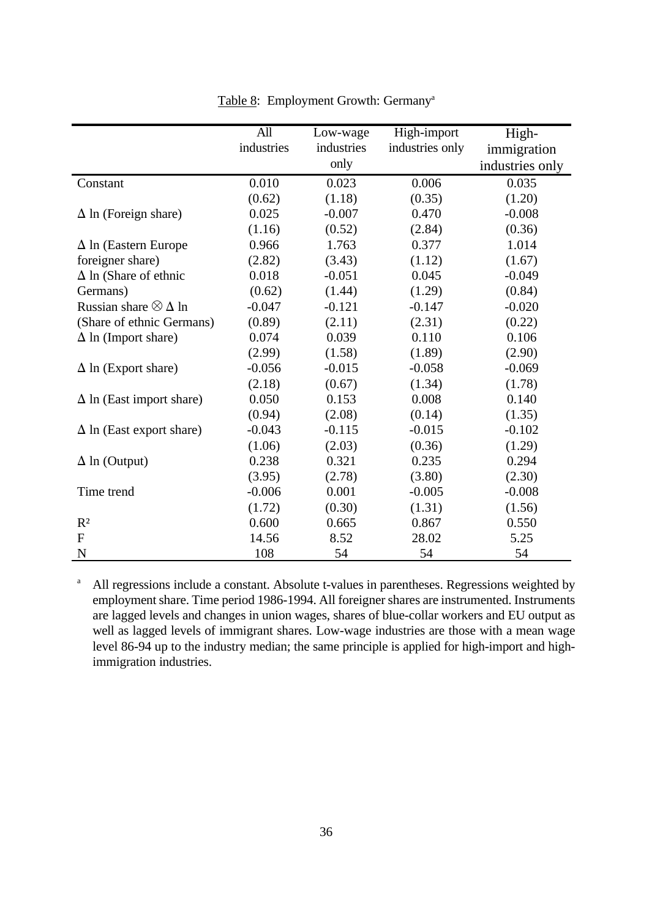Table 8: Employment Growth: Germany[a]

| | All industries | Low-wage industries only | High-import industries only | High-immigration industries only |
|---|---|---|---|---|
| Constant | 0.010 | 0.023 | 0.006 | 0.035 |
| | (0.62) | (1.18) | (0.35) | (1.20) |
| $\Delta$ ln (Foreign share) | 0.025 | -0.007 | 0.470 | -0.008 |
| | (1.16) | (0.52) | (2.84) | (0.36) |
| $\Delta$ ln (Eastern Europe foreigner share) | 0.966 | 1.763 | 0.377 | 1.014 |
| | (2.82) | (3.43) | (1.12) | (1.67) |
| $\Delta$ ln (Share of ethnic Germans) | 0.018 | -0.051 | 0.045 | -0.049 |
| | (0.62) | (1.44) | (1.29) | (0.84) |
| Russian share $\otimes$ $\Delta$ ln (Share of ethnic Germans) | -0.047 | -0.121 | -0.147 | -0.020 |
| | (0.89) | (2.11) | (2.31) | (0.22) |
| $\Delta$ ln (Import share) | 0.074 | 0.039 | 0.110 | 0.106 |
| | (2.99) | (1.58) | (1.89) | (2.90) |
| $\Delta$ ln (Export share) | -0.056 | -0.015 | -0.058 | -0.069 |
| | (2.18) | (0.67) | (1.34) | (1.78) |
| $\Delta$ ln (East import share) | 0.050 | 0.153 | 0.008 | 0.140 |
| | (0.94) | (2.08) | (0.14) | (1.35) |
| $\Delta$ ln (East export share) | -0.043 | -0.115 | -0.015 | -0.102 |
| | (1.06) | (2.03) | (0.36) | (1.29) |
| $\Delta$ ln (Output) | 0.238 | 0.321 | 0.235 | 0.294 |
| | (3.95) | (2.78) | (3.80) | (2.30) |
| Time trend | -0.006 | 0.001 | -0.005 | -0.008 |
| | (1.72) | (0.30) | (1.31) | (1.56) |
| $R^2$ | 0.600 | 0.665 | 0.867 | 0.550 |
| F | 14.56 | 8.52 | 28.02 | 5.25 |
| N | 108 | 54 | 54 | 54 |

[a] All regressions include a constant. Absolute t-values in parentheses. Regressions weighted by employment share. Time period 1986-1994. All foreigner shares are instrumented. Instruments are lagged levels and changes in union wages, shares of blue-collar workers and EU output as well as lagged levels of immigrant shares. Low-wage industries are those with a mean wage level 86-94 up to the industry median; the same principle is applied for high-import and high-immigration industries.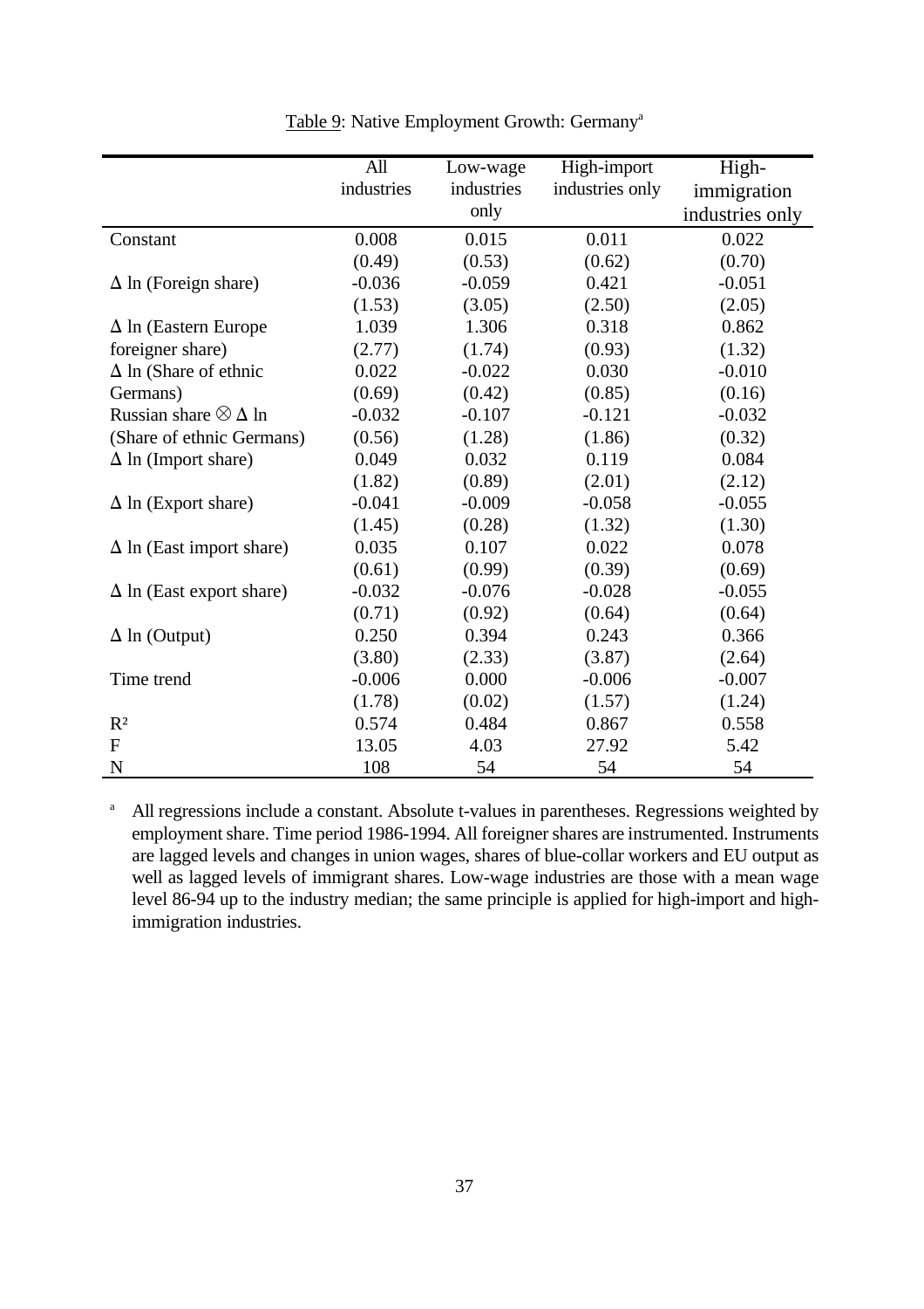Table 9: Native Employment Growth: Germany[a]

| | All industries | Low-wage industries only | High-import industries only | High-immigration industries only |
|---|---|---|---|---|
| Constant | 0.008 | 0.015 | 0.011 | 0.022 |
| | (0.49) | (0.53) | (0.62) | (0.70) |
| Δ ln (Foreign share) | -0.036 | -0.059 | 0.421 | -0.051 |
| | (1.53) | (3.05) | (2.50) | (2.05) |
| Δ ln (Eastern Europe foreigner share) | 1.039 | 1.306 | 0.318 | 0.862 |
| | (2.77) | (1.74) | (0.93) | (1.32) |
| Δ ln (Share of ethnic Germans) | 0.022 | -0.022 | 0.030 | -0.010 |
| | (0.69) | (0.42) | (0.85) | (0.16) |
| Russian share ⊗ Δ ln (Share of ethnic Germans) | -0.032 | -0.107 | -0.121 | -0.032 |
| | (0.56) | (1.28) | (1.86) | (0.32) |
| Δ ln (Import share) | 0.049 | 0.032 | 0.119 | 0.084 |
| | (1.82) | (0.89) | (2.01) | (2.12) |
| Δ ln (Export share) | -0.041 | -0.009 | -0.058 | -0.055 |
| | (1.45) | (0.28) | (1.32) | (1.30) |
| Δ ln (East import share) | 0.035 | 0.107 | 0.022 | 0.078 |
| | (0.61) | (0.99) | (0.39) | (0.69) |
| Δ ln (East export share) | -0.032 | -0.076 | -0.028 | -0.055 |
| | (0.71) | (0.92) | (0.64) | (0.64) |
| Δ ln (Output) | 0.250 | 0.394 | 0.243 | 0.366 |
| | (3.80) | (2.33) | (3.87) | (2.64) |
| Time trend | -0.006 | 0.000 | -0.006 | -0.007 |
| | (1.78) | (0.02) | (1.57) | (1.24) |
| $R^2$ | 0.574 | 0.484 | 0.867 | 0.558 |
| F | 13.05 | 4.03 | 27.92 | 5.42 |
| N | 108 | 54 | 54 | 54 |

[a] All regressions include a constant. Absolute t-values in parentheses. Regressions weighted by employment share. Time period 1986-1994. All foreigner shares are instrumented. Instruments are lagged levels and changes in union wages, shares of blue-collar workers and EU output as well as lagged levels of immigrant shares. Low-wage industries are those with a mean wage level 86-94 up to the industry median; the same principle is applied for high-import and high-immigration industries.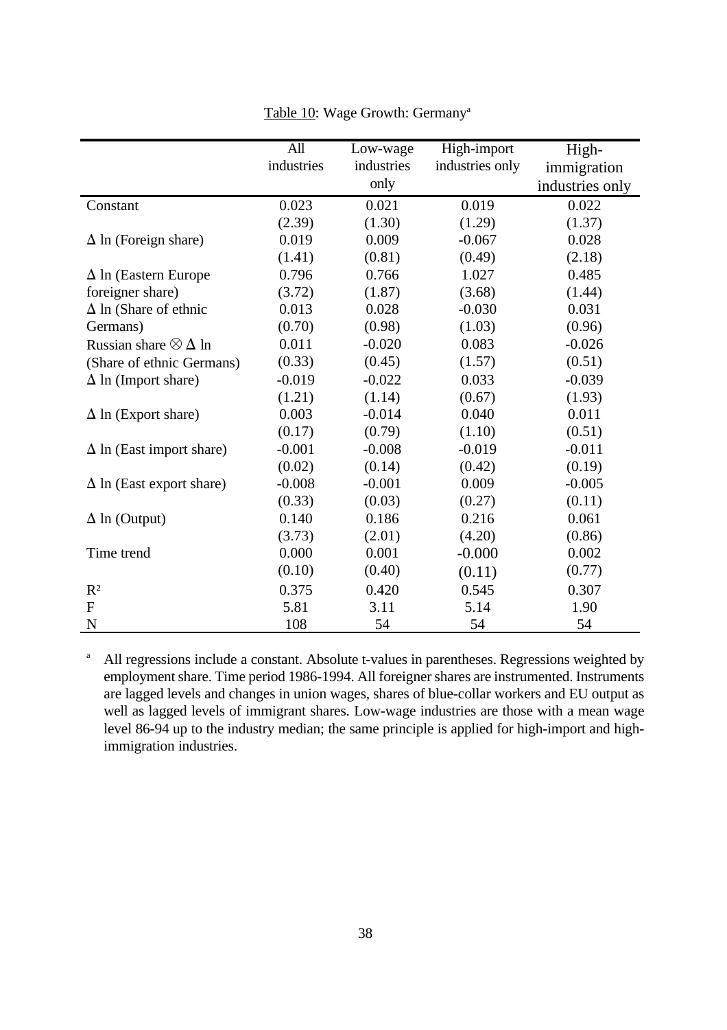Table 10: Wage Growth: Germany[a]

| | All industries | Low-wage industries only | High-import industries only | High-immigration industries only |
|---|---|---|---|---|
| Constant | 0.023 | 0.021 | 0.019 | 0.022 |
| | (2.39) | (1.30) | (1.29) | (1.37) |
| Δ ln (Foreign share) | 0.019 | 0.009 | -0.067 | 0.028 |
| | (1.41) | (0.81) | (0.49) | (2.18) |
| Δ ln (Eastern Europe foreigner share) | 0.796 | 0.766 | 1.027 | 0.485 |
| | (3.72) | (1.87) | (3.68) | (1.44) |
| Δ ln (Share of ethnic Germans) | 0.013 | 0.028 | -0.030 | 0.031 |
| | (0.70) | (0.98) | (1.03) | (0.96) |
| Russian share ⊗ Δ ln (Share of ethnic Germans) | 0.011 | -0.020 | 0.083 | -0.026 |
| | (0.33) | (0.45) | (1.57) | (0.51) |
| Δ ln (Import share) | -0.019 | -0.022 | 0.033 | -0.039 |
| | (1.21) | (1.14) | (0.67) | (1.93) |
| Δ ln (Export share) | 0.003 | -0.014 | 0.040 | 0.011 |
| | (0.17) | (0.79) | (1.10) | (0.51) |
| Δ ln (East import share) | -0.001 | -0.008 | -0.019 | -0.011 |
| | (0.02) | (0.14) | (0.42) | (0.19) |
| Δ ln (East export share) | -0.008 | -0.001 | 0.009 | -0.005 |
| | (0.33) | (0.03) | (0.27) | (0.11) |
| Δ ln (Output) | 0.140 | 0.186 | 0.216 | 0.061 |
| | (3.73) | (2.01) | (4.20) | (0.86) |
| Time trend | 0.000 | 0.001 | -0.000 | 0.002 |
| | (0.10) | (0.40) | (0.11) | (0.77) |
| $R^2$ | 0.375 | 0.420 | 0.545 | 0.307 |
| F | 5.81 | 3.11 | 5.14 | 1.90 |
| N | 108 | 54 | 54 | 54 |

[a] All regressions include a constant. Absolute t-values in parentheses. Regressions weighted by employment share. Time period 1986-1994. All foreigner shares are instrumented. Instruments are lagged levels and changes in union wages, shares of blue-collar workers and EU output as well as lagged levels of immigrant shares. Low-wage industries are those with a mean wage level 86-94 up to the industry median; the same principle is applied for high-import and high-immigration industries.